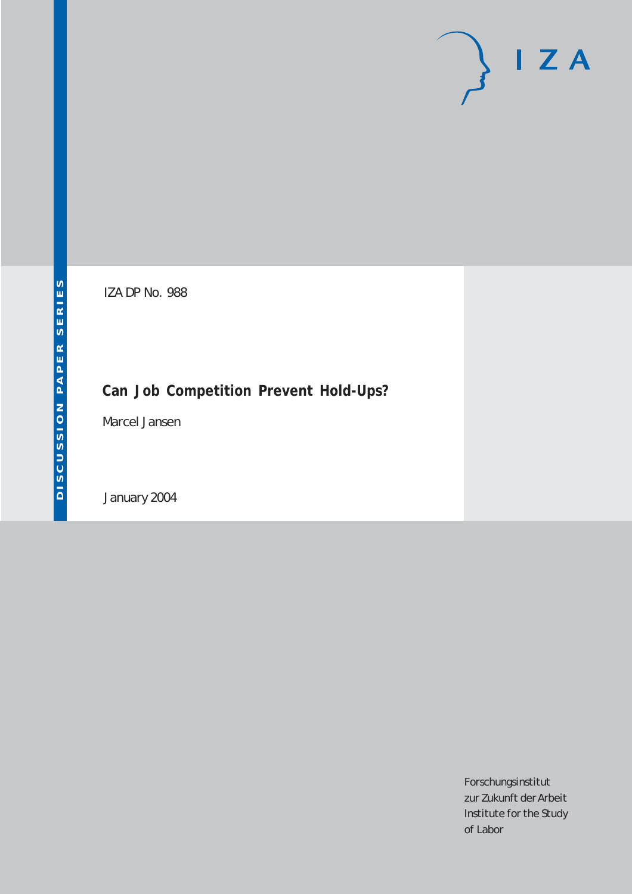IZA DP No. 988

# Can Job Competition Prevent Hold-Ups?

Marcel Jansen

January 2004

Forschungsinstitut
zur Zukunft der Arbeit
Institute for the Study
of Labor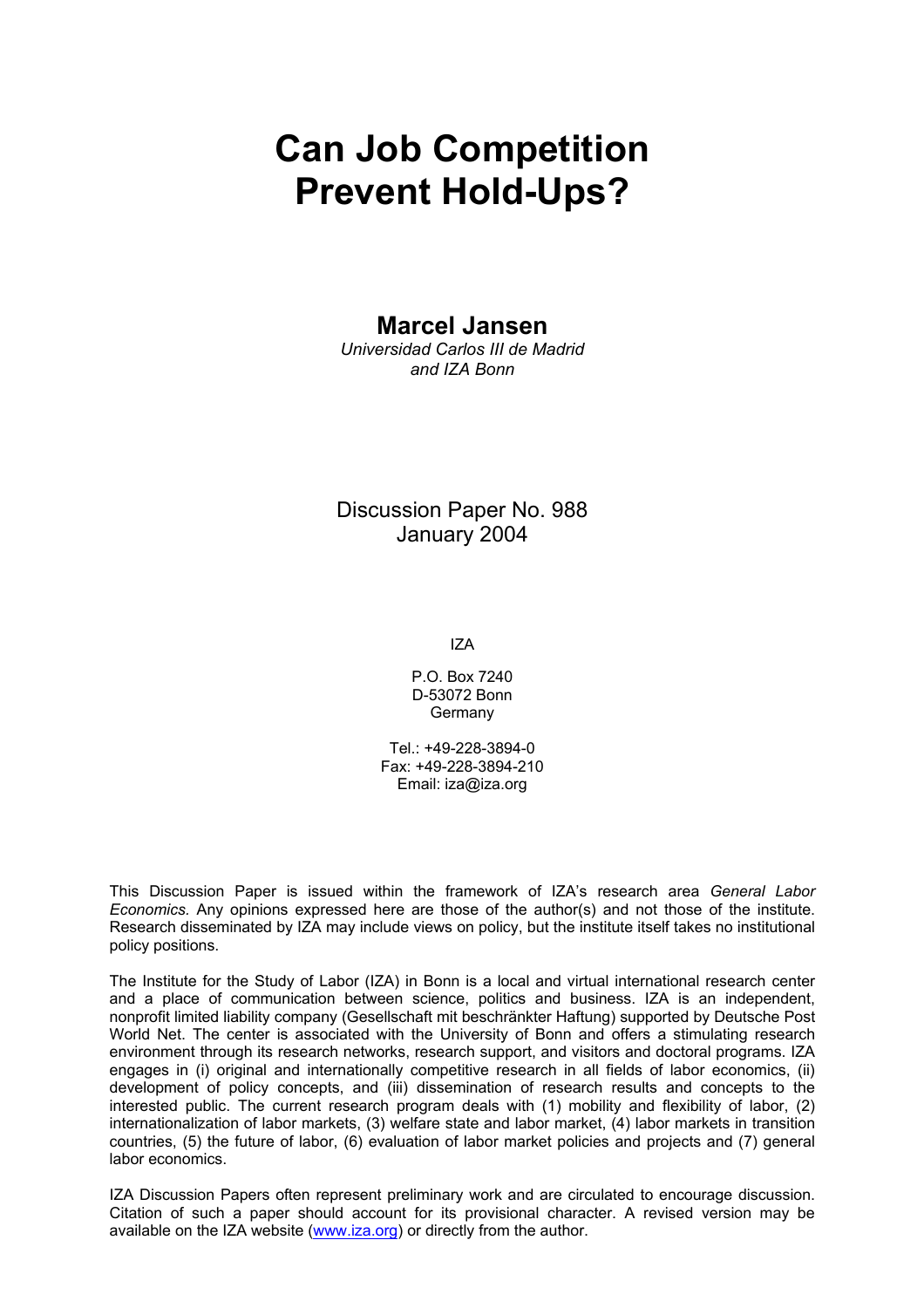# Can Job Competition Prevent Hold-Ups?

**Marcel Jansen**
*Universidad Carlos III de Madrid*
*and IZA Bonn*

Discussion Paper No. 988
January 2004

IZA

P.O. Box 7240
D-53072 Bonn
Germany

Tel.: +49-228-3894-0
Fax: +49-228-3894-210
Email: iza@iza.org

This Discussion Paper is issued within the framework of IZA's research area *General Labor Economics.* Any opinions expressed here are those of the author(s) and not those of the institute. Research disseminated by IZA may include views on policy, but the institute itself takes no institutional policy positions.

The Institute for the Study of Labor (IZA) in Bonn is a local and virtual international research center and a place of communication between science, politics and business. IZA is an independent, nonprofit limited liability company (Gesellschaft mit beschränkter Haftung) supported by Deutsche Post World Net. The center is associated with the University of Bonn and offers a stimulating research environment through its research networks, research support, and visitors and doctoral programs. IZA engages in (i) original and internationally competitive research in all fields of labor economics, (ii) development of policy concepts, and (iii) dissemination of research results and concepts to the interested public. The current research program deals with (1) mobility and flexibility of labor, (2) internationalization of labor markets, (3) welfare state and labor market, (4) labor markets in transition countries, (5) the future of labor, (6) evaluation of labor market policies and projects and (7) general labor economics.

IZA Discussion Papers often represent preliminary work and are circulated to encourage discussion. Citation of such a paper should account for its provisional character. A revised version may be available on the IZA website (www.iza.org) or directly from the author.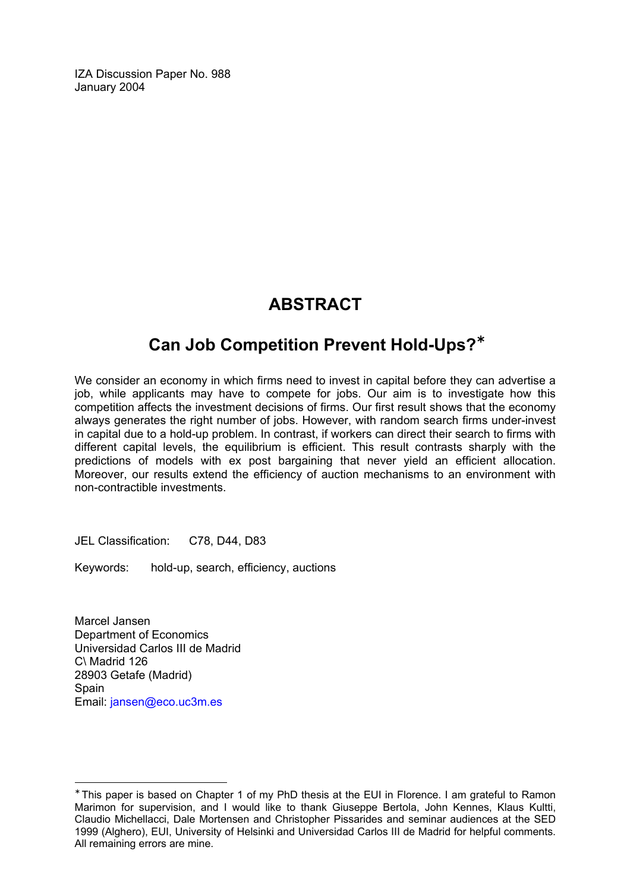IZA Discussion Paper No. 988
January 2004

# ABSTRACT

## Can Job Competition Prevent Hold-Ups?[∗]

We consider an economy in which firms need to invest in capital before they can advertise a job, while applicants may have to compete for jobs. Our aim is to investigate how this competition affects the investment decisions of firms. Our first result shows that the economy always generates the right number of jobs. However, with random search firms under-invest in capital due to a hold-up problem. In contrast, if workers can direct their search to firms with different capital levels, the equilibrium is efficient. This result contrasts sharply with the predictions of models with ex post bargaining that never yield an efficient allocation. Moreover, our results extend the efficiency of auction mechanisms to an environment with non-contractible investments.

JEL Classification: C78, D44, D83

Keywords: hold-up, search, efficiency, auctions

Marcel Jansen
Department of Economics
Universidad Carlos III de Madrid
C\ Madrid 126
28903 Getafe (Madrid)
Spain
Email: jansen@eco.uc3m.es

[∗] This paper is based on Chapter 1 of my PhD thesis at the EUI in Florence. I am grateful to Ramon Marimon for supervision, and I would like to thank Giuseppe Bertola, John Kennes, Klaus Kultti, Claudio Michellacci, Dale Mortensen and Christopher Pissarides and seminar audiences at the SED 1999 (Alghero), EUI, University of Helsinki and Universidad Carlos III de Madrid for helpful comments. All remaining errors are mine.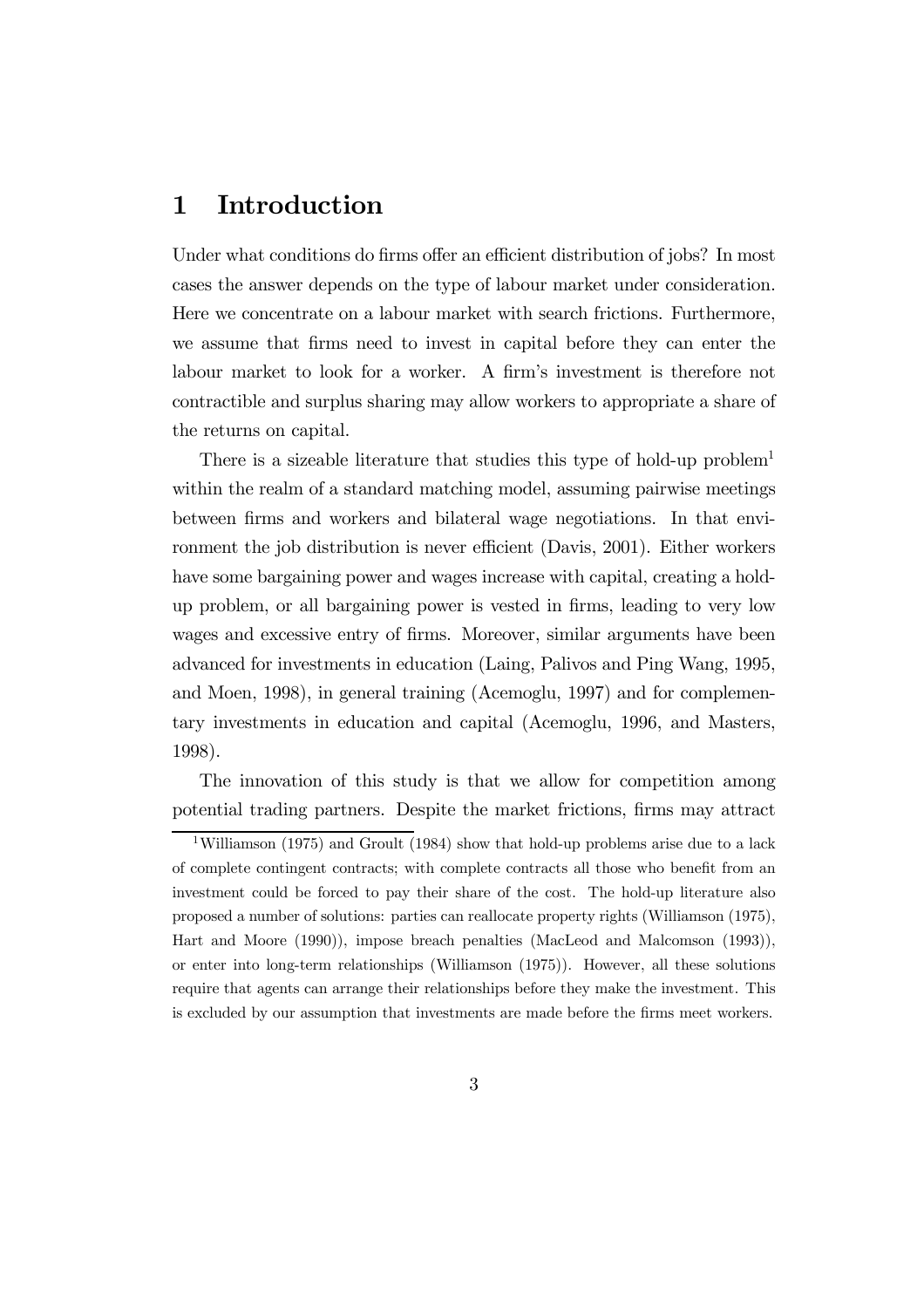# 1 Introduction

Under what conditions do firms offer an efficient distribution of jobs? In most cases the answer depends on the type of labour market under consideration. Here we concentrate on a labour market with search frictions. Furthermore, we assume that firms need to invest in capital before they can enter the labour market to look for a worker. A firm's investment is therefore not contractible and surplus sharing may allow workers to appropriate a share of the returns on capital.

There is a sizeable literature that studies this type of hold-up problem[1] within the realm of a standard matching model, assuming pairwise meetings between firms and workers and bilateral wage negotiations. In that environment the job distribution is never efficient (Davis, 2001). Either workers have some bargaining power and wages increase with capital, creating a hold-up problem, or all bargaining power is vested in firms, leading to very low wages and excessive entry of firms. Moreover, similar arguments have been advanced for investments in education (Laing, Palivos and Ping Wang, 1995, and Moen, 1998), in general training (Acemoglu, 1997) and for complementary investments in education and capital (Acemoglu, 1996, and Masters, 1998).

The innovation of this study is that we allow for competition among potential trading partners. Despite the market frictions, firms may attract

[1] Williamson (1975) and Groult (1984) show that hold-up problems arise due to a lack of complete contingent contracts; with complete contracts all those who benefit from an investment could be forced to pay their share of the cost. The hold-up literature also proposed a number of solutions: parties can reallocate property rights (Williamson (1975), Hart and Moore (1990)), impose breach penalties (MacLeod and Malcomson (1993)), or enter into long-term relationships (Williamson (1975)). However, all these solutions require that agents can arrange their relationships before they make the investment. This is excluded by our assumption that investments are made before the firms meet workers.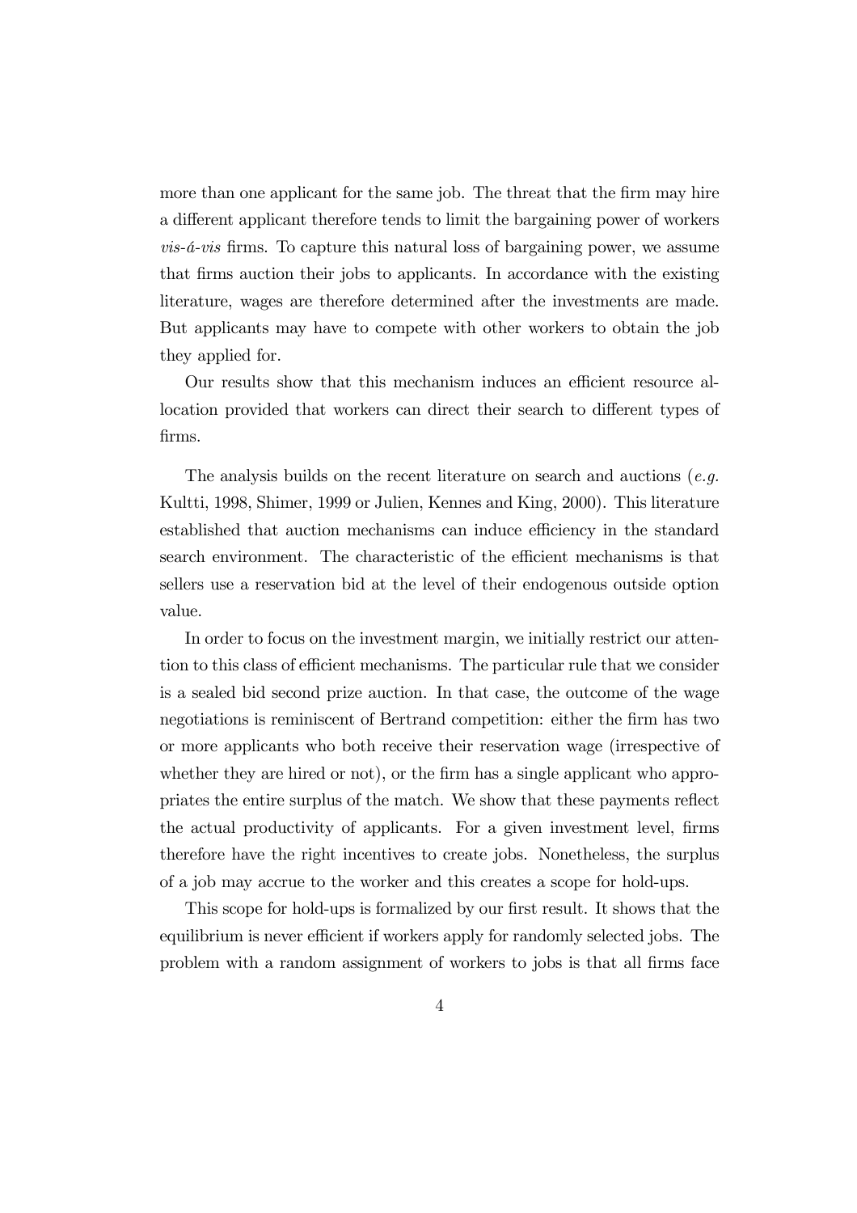more than one applicant for the same job. The threat that the firm may hire a different applicant therefore tends to limit the bargaining power of workers *vis-á-vis* firms. To capture this natural loss of bargaining power, we assume that firms auction their jobs to applicants. In accordance with the existing literature, wages are therefore determined after the investments are made. But applicants may have to compete with other workers to obtain the job they applied for.

Our results show that this mechanism induces an efficient resource allocation provided that workers can direct their search to different types of firms.

The analysis builds on the recent literature on search and auctions (*e.g.* Kultti, 1998, Shimer, 1999 or Julien, Kennes and King, 2000). This literature established that auction mechanisms can induce efficiency in the standard search environment. The characteristic of the efficient mechanisms is that sellers use a reservation bid at the level of their endogenous outside option value.

In order to focus on the investment margin, we initially restrict our attention to this class of efficient mechanisms. The particular rule that we consider is a sealed bid second prize auction. In that case, the outcome of the wage negotiations is reminiscent of Bertrand competition: either the firm has two or more applicants who both receive their reservation wage (irrespective of whether they are hired or not), or the firm has a single applicant who appropriates the entire surplus of the match. We show that these payments reflect the actual productivity of applicants. For a given investment level, firms therefore have the right incentives to create jobs. Nonetheless, the surplus of a job may accrue to the worker and this creates a scope for hold-ups.

This scope for hold-ups is formalized by our first result. It shows that the equilibrium is never efficient if workers apply for randomly selected jobs. The problem with a random assignment of workers to jobs is that all firms face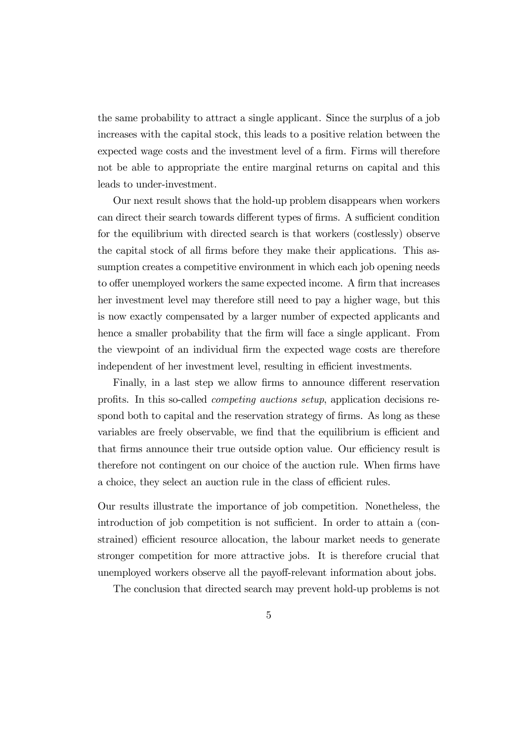the same probability to attract a single applicant. Since the surplus of a job increases with the capital stock, this leads to a positive relation between the expected wage costs and the investment level of a firm. Firms will therefore not be able to appropriate the entire marginal returns on capital and this leads to under-investment.

Our next result shows that the hold-up problem disappears when workers can direct their search towards different types of firms. A sufficient condition for the equilibrium with directed search is that workers (costlessly) observe the capital stock of all firms before they make their applications. This assumption creates a competitive environment in which each job opening needs to offer unemployed workers the same expected income. A firm that increases her investment level may therefore still need to pay a higher wage, but this is now exactly compensated by a larger number of expected applicants and hence a smaller probability that the firm will face a single applicant. From the viewpoint of an individual firm the expected wage costs are therefore independent of her investment level, resulting in efficient investments.

Finally, in a last step we allow firms to announce different reservation profits. In this so-called *competing auctions setup*, application decisions respond both to capital and the reservation strategy of firms. As long as these variables are freely observable, we find that the equilibrium is efficient and that firms announce their true outside option value. Our efficiency result is therefore not contingent on our choice of the auction rule. When firms have a choice, they select an auction rule in the class of efficient rules.

Our results illustrate the importance of job competition. Nonetheless, the introduction of job competition is not sufficient. In order to attain a (constrained) efficient resource allocation, the labour market needs to generate stronger competition for more attractive jobs. It is therefore crucial that unemployed workers observe all the payoff-relevant information about jobs.

The conclusion that directed search may prevent hold-up problems is not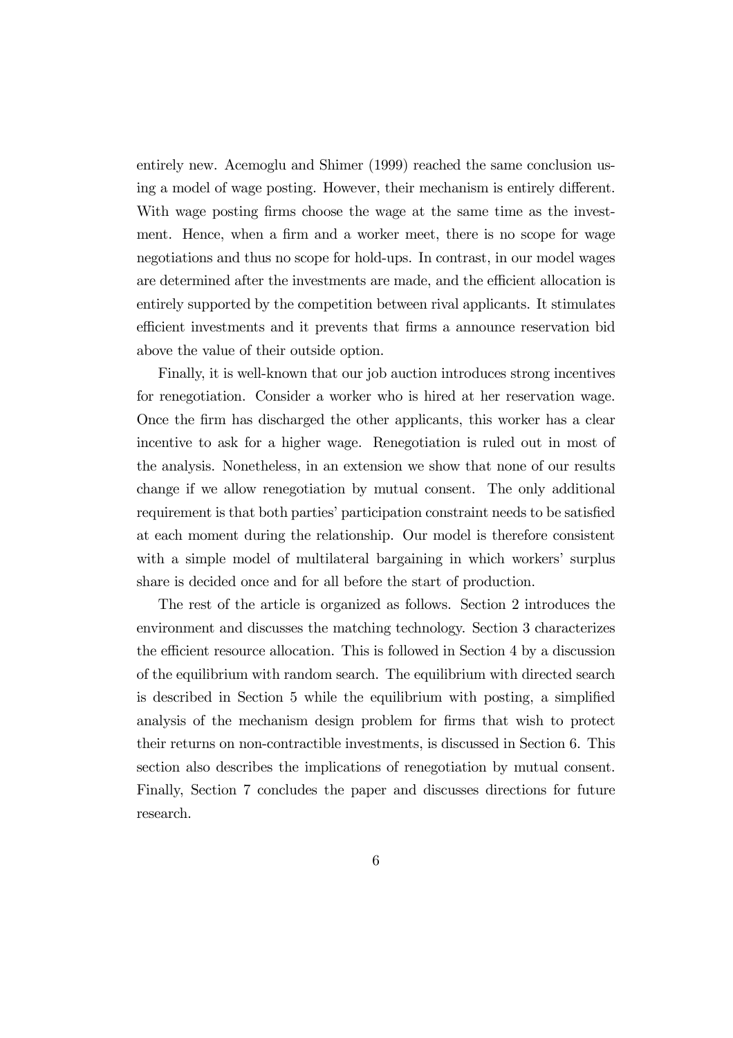entirely new. Acemoglu and Shimer (1999) reached the same conclusion using a model of wage posting. However, their mechanism is entirely different. With wage posting firms choose the wage at the same time as the investment. Hence, when a firm and a worker meet, there is no scope for wage negotiations and thus no scope for hold-ups. In contrast, in our model wages are determined after the investments are made, and the efficient allocation is entirely supported by the competition between rival applicants. It stimulates efficient investments and it prevents that firms a announce reservation bid above the value of their outside option.

Finally, it is well-known that our job auction introduces strong incentives for renegotiation. Consider a worker who is hired at her reservation wage. Once the firm has discharged the other applicants, this worker has a clear incentive to ask for a higher wage. Renegotiation is ruled out in most of the analysis. Nonetheless, in an extension we show that none of our results change if we allow renegotiation by mutual consent. The only additional requirement is that both parties' participation constraint needs to be satisfied at each moment during the relationship. Our model is therefore consistent with a simple model of multilateral bargaining in which workers' surplus share is decided once and for all before the start of production.

The rest of the article is organized as follows. Section 2 introduces the environment and discusses the matching technology. Section 3 characterizes the efficient resource allocation. This is followed in Section 4 by a discussion of the equilibrium with random search. The equilibrium with directed search is described in Section 5 while the equilibrium with posting, a simplified analysis of the mechanism design problem for firms that wish to protect their returns on non-contractible investments, is discussed in Section 6. This section also describes the implications of renegotiation by mutual consent. Finally, Section 7 concludes the paper and discusses directions for future research.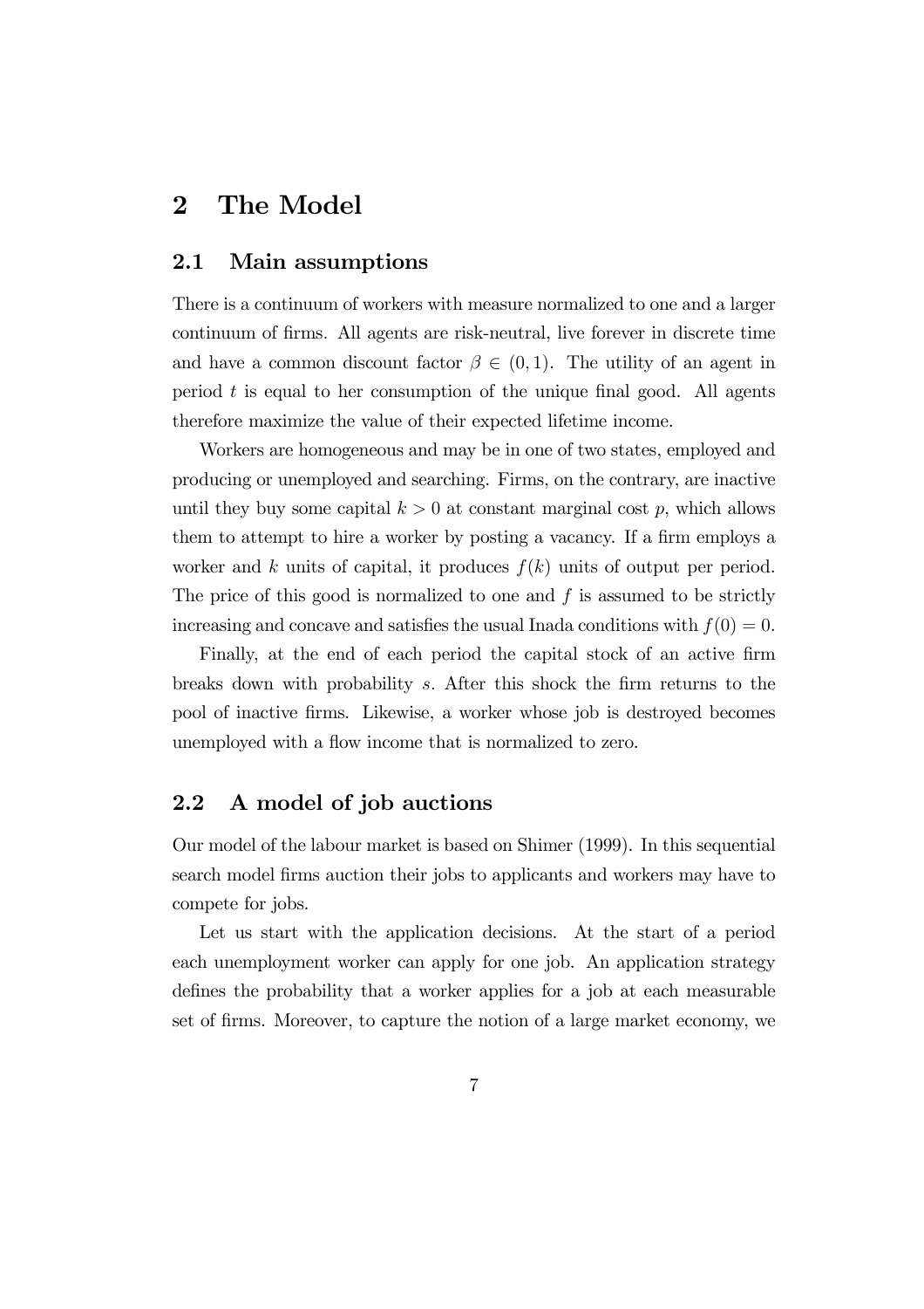# 2 The Model

## 2.1 Main assumptions

There is a continuum of workers with measure normalized to one and a larger continuum of firms. All agents are risk-neutral, live forever in discrete time and have a common discount factor $\beta \in (0, 1)$. The utility of an agent in period $t$ is equal to her consumption of the unique final good. All agents therefore maximize the value of their expected lifetime income.

Workers are homogeneous and may be in one of two states, employed and producing or unemployed and searching. Firms, on the contrary, are inactive until they buy some capital $k > 0$ at constant marginal cost $p$, which allows them to attempt to hire a worker by posting a vacancy. If a firm employs a worker and $k$ units of capital, it produces $f(k)$ units of output per period. The price of this good is normalized to one and $f$ is assumed to be strictly increasing and concave and satisfies the usual Inada conditions with $f(0) = 0$.

Finally, at the end of each period the capital stock of an active firm breaks down with probability $s$. After this shock the firm returns to the pool of inactive firms. Likewise, a worker whose job is destroyed becomes unemployed with a flow income that is normalized to zero.

## 2.2 A model of job auctions

Our model of the labour market is based on Shimer (1999). In this sequential search model firms auction their jobs to applicants and workers may have to compete for jobs.

Let us start with the application decisions. At the start of a period each unemployment worker can apply for one job. An application strategy defines the probability that a worker applies for a job at each measurable set of firms. Moreover, to capture the notion of a large market economy, we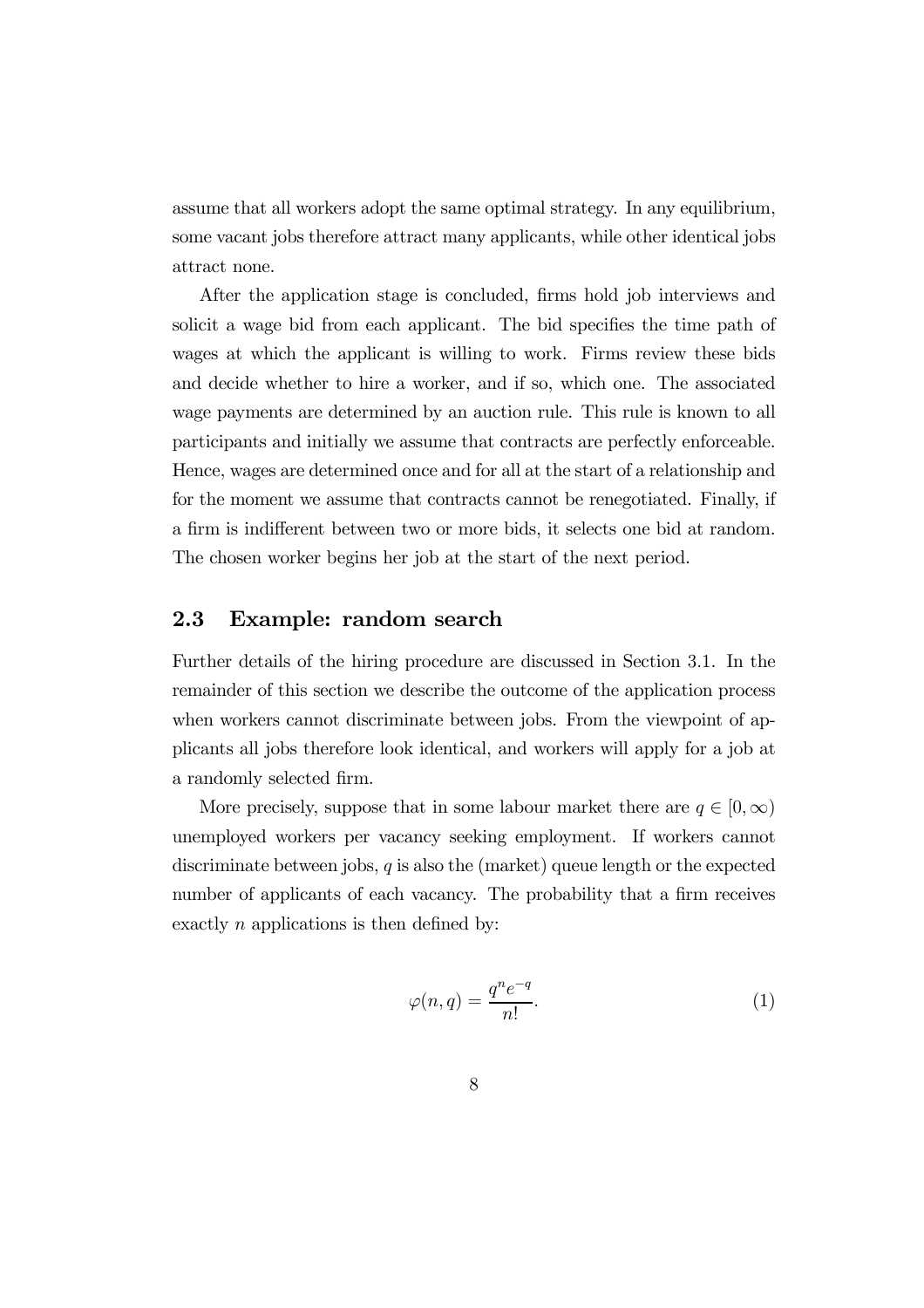assume that all workers adopt the same optimal strategy. In any equilibrium, some vacant jobs therefore attract many applicants, while other identical jobs attract none.

After the application stage is concluded, firms hold job interviews and solicit a wage bid from each applicant. The bid specifies the time path of wages at which the applicant is willing to work. Firms review these bids and decide whether to hire a worker, and if so, which one. The associated wage payments are determined by an auction rule. This rule is known to all participants and initially we assume that contracts are perfectly enforceable. Hence, wages are determined once and for all at the start of a relationship and for the moment we assume that contracts cannot be renegotiated. Finally, if a firm is indifferent between two or more bids, it selects one bid at random. The chosen worker begins her job at the start of the next period.

### 2.3 Example: random search

Further details of the hiring procedure are discussed in Section 3.1. In the remainder of this section we describe the outcome of the application process when workers cannot discriminate between jobs. From the viewpoint of applicants all jobs therefore look identical, and workers will apply for a job at a randomly selected firm.

More precisely, suppose that in some labour market there are $q \in [0, \infty)$ unemployed workers per vacancy seeking employment. If workers cannot discriminate between jobs, $q$ is also the (market) queue length or the expected number of applicants of each vacancy. The probability that a firm receives exactly $n$ applications is then defined by:

$$\varphi(n, q) = \frac{q^n e^{-q}}{n!}. \tag{1}$$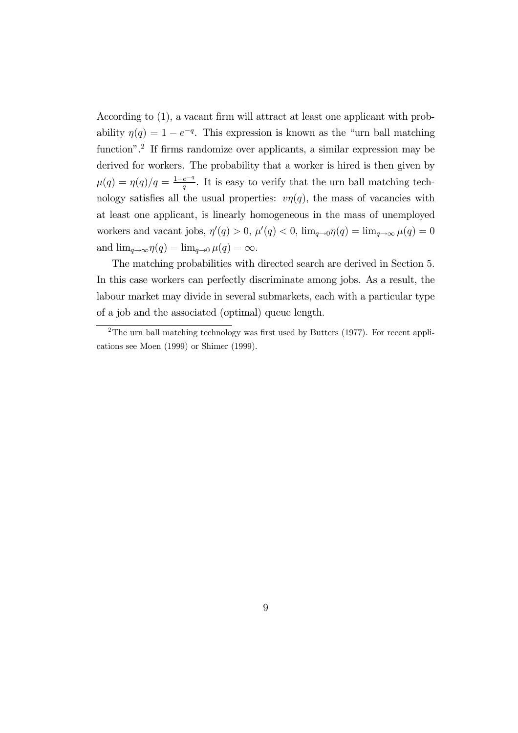According to (1), a vacant firm will attract at least one applicant with probability $\eta(q) = 1 - e^{-q}$. This expression is known as the "urn ball matching function".[2] If firms randomize over applicants, a similar expression may be derived for workers. The probability that a worker is hired is then given by $\mu(q) = \eta(q)/q = \frac{1-e^{-q}}{q}$. It is easy to verify that the urn ball matching technology satisfies all the usual properties: $v\eta(q)$, the mass of vacancies with at least one applicant, is linearly homogeneous in the mass of unemployed workers and vacant jobs, $\eta'(q) > 0$, $\mu'(q) < 0$, $\lim_{q \to 0} \eta(q) = \lim_{q \to \infty} \mu(q) = 0$ and $\lim_{q \to \infty} \eta(q) = \lim_{q \to 0} \mu(q) = \infty$.

The matching probabilities with directed search are derived in Section 5. In this case workers can perfectly discriminate among jobs. As a result, the labour market may divide in several submarkets, each with a particular type of a job and the associated (optimal) queue length.

[2] The urn ball matching technology was first used by Butters (1977). For recent applications see Moen (1999) or Shimer (1999).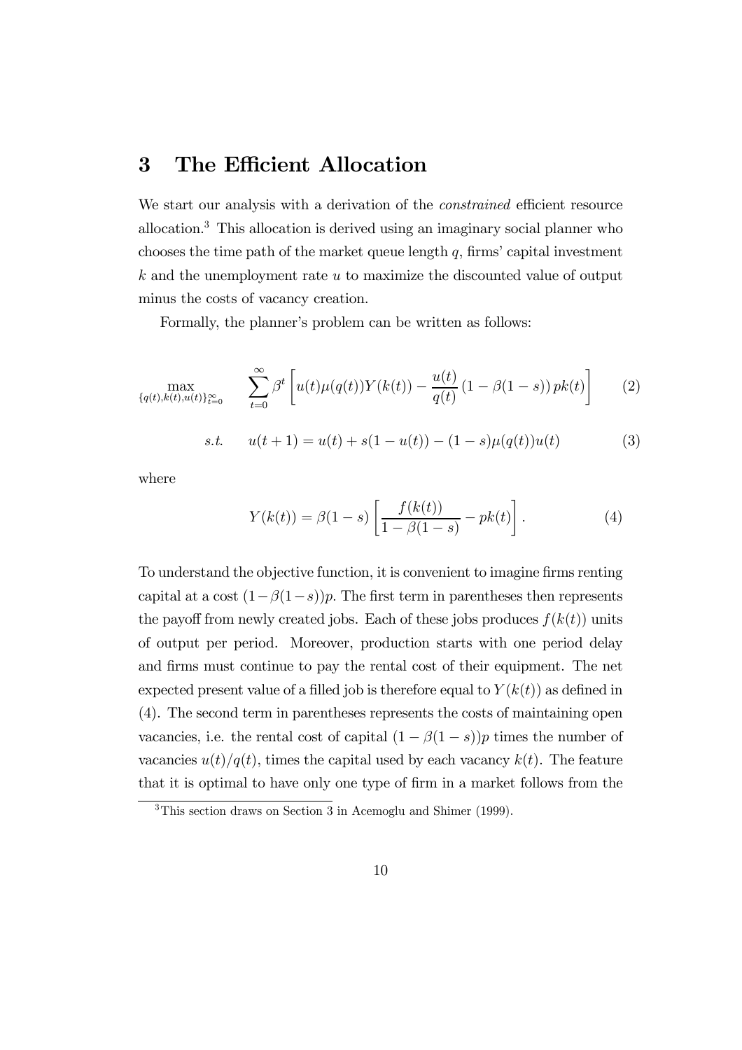# 3 The Efficient Allocation

We start our analysis with a derivation of the *constrained* efficient resource allocation.[3] This allocation is derived using an imaginary social planner who chooses the time path of the market queue length $q$, firms' capital investment $k$ and the unemployment rate $u$ to maximize the discounted value of output minus the costs of vacancy creation.

Formally, the planner's problem can be written as follows:

$$\max_{\{q(t),k(t),u(t)\}_{t=0}^{\infty}} \quad \sum_{t=0}^{\infty} \beta^t \left[ u(t)\mu(q(t))Y(k(t)) - \frac{u(t)}{q(t)} \left(1 - \beta(1-s)\right) pk(t) \right] \tag{2}$$

$$s.t. \quad u(t+1) = u(t) + s(1-u(t)) - (1-s)\mu(q(t))u(t) \tag{3}$$

where

$$Y(k(t)) = \beta(1-s) \left[ \frac{f(k(t))}{1-\beta(1-s)} - pk(t) \right]. \tag{4}$$

To understand the objective function, it is convenient to imagine firms renting capital at a cost $(1-\beta(1-s))p$. The first term in parentheses then represents the payoff from newly created jobs. Each of these jobs produces $f(k(t))$ units of output per period. Moreover, production starts with one period delay and firms must continue to pay the rental cost of their equipment. The net expected present value of a filled job is therefore equal to $Y(k(t))$ as defined in (4). The second term in parentheses represents the costs of maintaining open vacancies, i.e. the rental cost of capital $(1-\beta(1-s))p$ times the number of vacancies $u(t)/q(t)$, times the capital used by each vacancy $k(t)$. The feature that it is optimal to have only one type of firm in a market follows from the

[3] This section draws on Section 3 in Acemoglu and Shimer (1999).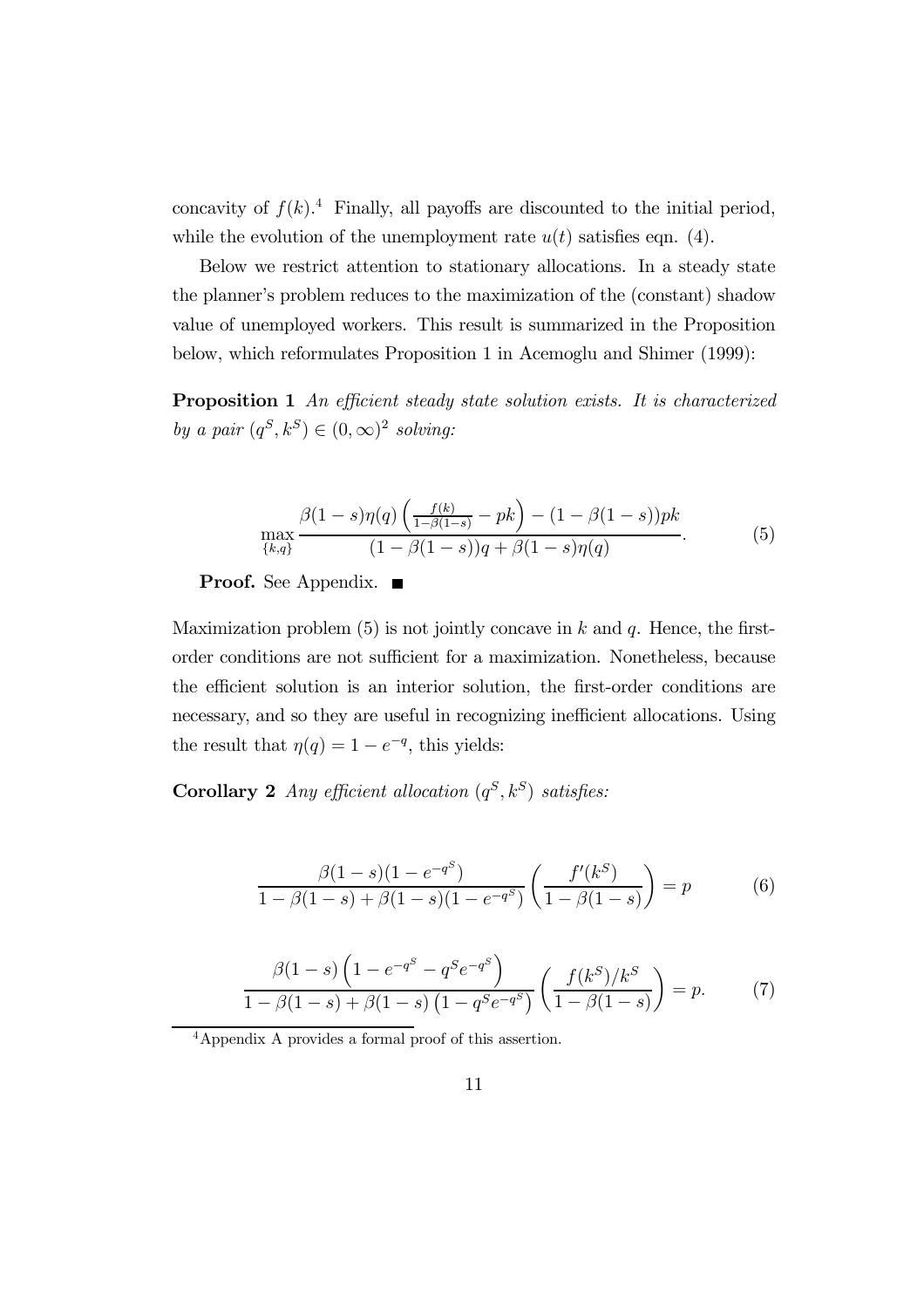concavity of $f(k)$.[4] Finally, all payoffs are discounted to the initial period, while the evolution of the unemployment rate $u(t)$ satisfies eqn. (4).

Below we restrict attention to stationary allocations. In a steady state the planner's problem reduces to the maximization of the (constant) shadow value of unemployed workers. This result is summarized in the Proposition below, which reformulates Proposition 1 in Acemoglu and Shimer (1999):

**Proposition 1** *An efficient steady state solution exists. It is characterized by a pair $(q^S, k^S) \in (0, \infty)^2$ solving:*

$$\max_{\{k,q\}} \frac{\beta(1-s)\eta(q)\left(\frac{f(k)}{1-\beta(1-s)} - pk\right) - (1-\beta(1-s))pk}{(1-\beta(1-s))q + \beta(1-s)\eta(q)}. \tag{5}$$

**Proof.** See Appendix. ■

Maximization problem (5) is not jointly concave in $k$ and $q$. Hence, the first-order conditions are not sufficient for a maximization. Nonetheless, because the efficient solution is an interior solution, the first-order conditions are necessary, and so they are useful in recognizing inefficient allocations. Using the result that $\eta(q) = 1 - e^{-q}$, this yields:

**Corollary 2** *Any efficient allocation $(q^S, k^S)$ satisfies:*

$$\frac{\beta(1-s)(1-e^{-q^S})}{1-\beta(1-s)+\beta(1-s)(1-e^{-q^S})}\left(\frac{f'(k^S)}{1-\beta(1-s)}\right) = p \tag{6}$$

$$\frac{\beta(1-s)\left(1-e^{-q^S}-q^S e^{-q^S}\right)}{1-\beta(1-s)+\beta(1-s)\left(1-q^S e^{-q^S}\right)}\left(\frac{f(k^S)/k^S}{1-\beta(1-s)}\right) = p. \tag{7}$$

[4] Appendix A provides a formal proof of this assertion.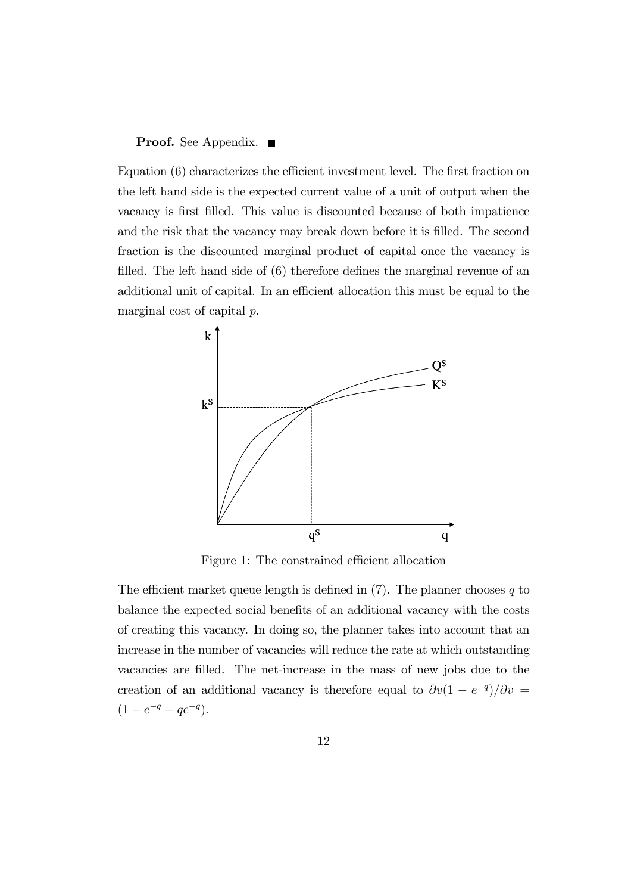**Proof.** See Appendix. ■

Equation (6) characterizes the efficient investment level. The first fraction on the left hand side is the expected current value of a unit of output when the vacancy is first filled. This value is discounted because of both impatience and the risk that the vacancy may break down before it is filled. The second fraction is the discounted marginal product of capital once the vacancy is filled. The left hand side of (6) therefore defines the marginal revenue of an additional unit of capital. In an efficient allocation this must be equal to the marginal cost of capital $p$.

Figure 1: The constrained efficient allocation

The efficient market queue length is defined in (7). The planner chooses $q$ to balance the expected social benefits of an additional vacancy with the costs of creating this vacancy. In doing so, the planner takes into account that an increase in the number of vacancies will reduce the rate at which outstanding vacancies are filled. The net-increase in the mass of new jobs due to the creation of an additional vacancy is therefore equal to $\partial v(1 - e^{-q})/\partial v = (1 - e^{-q} - qe^{-q})$.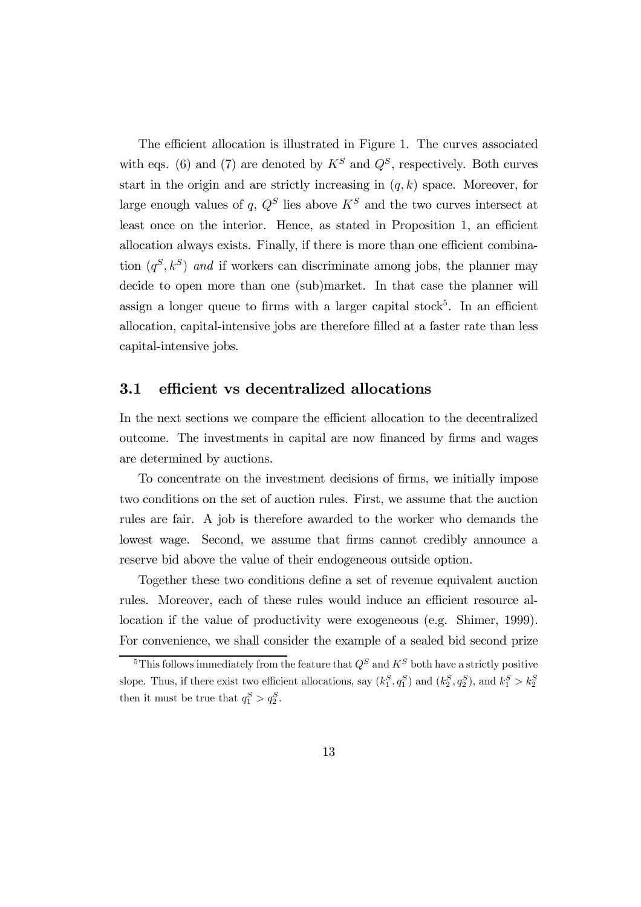The efficient allocation is illustrated in Figure 1. The curves associated with eqs. (6) and (7) are denoted by $K^S$ and $Q^S$, respectively. Both curves start in the origin and are strictly increasing in $(q, k)$ space. Moreover, for large enough values of $q$, $Q^S$ lies above $K^S$ and the two curves intersect at least once on the interior. Hence, as stated in Proposition 1, an efficient allocation always exists. Finally, if there is more than one efficient combination $(q^S, k^S)$ *and* if workers can discriminate among jobs, the planner may decide to open more than one (sub)market. In that case the planner will assign a longer queue to firms with a larger capital stock[5]. In an efficient allocation, capital-intensive jobs are therefore filled at a faster rate than less capital-intensive jobs.

## 3.1 efficient vs decentralized allocations

In the next sections we compare the efficient allocation to the decentralized outcome. The investments in capital are now financed by firms and wages are determined by auctions.

To concentrate on the investment decisions of firms, we initially impose two conditions on the set of auction rules. First, we assume that the auction rules are fair. A job is therefore awarded to the worker who demands the lowest wage. Second, we assume that firms cannot credibly announce a reserve bid above the value of their endogeneous outside option.

Together these two conditions define a set of revenue equivalent auction rules. Moreover, each of these rules would induce an efficient resource allocation if the value of productivity were exogeneous (e.g. Shimer, 1999). For convenience, we shall consider the example of a sealed bid second prize

[5] This follows immediately from the feature that $Q^S$ and $K^S$ both have a strictly positive slope. Thus, if there exist two efficient allocations, say $(k_1^S, q_1^S)$ and $(k_2^S, q_2^S)$, and $k_1^S > k_2^S$ then it must be true that $q_1^S > q_2^S$.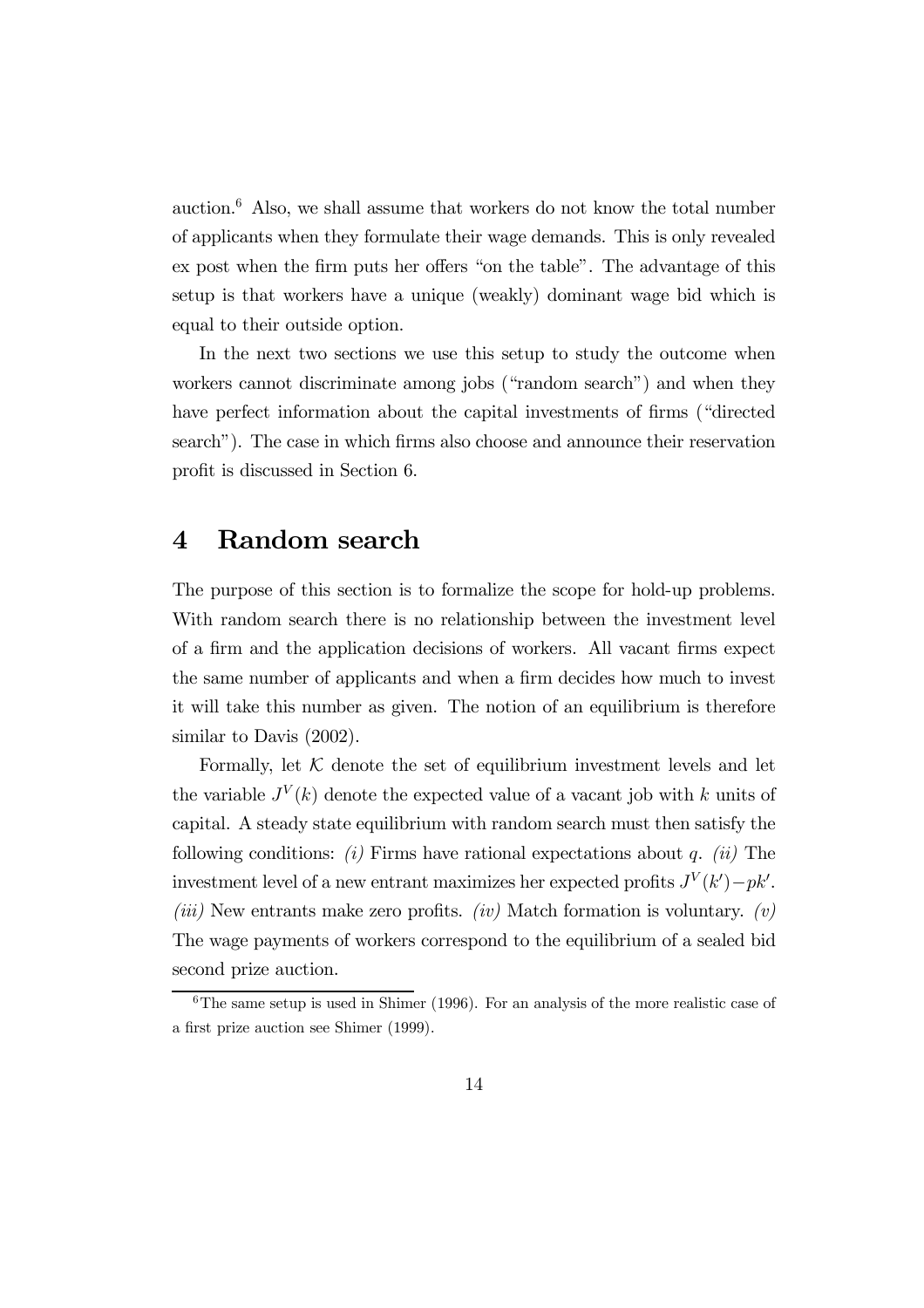auction.[6] Also, we shall assume that workers do not know the total number of applicants when they formulate their wage demands. This is only revealed ex post when the firm puts her offers "on the table". The advantage of this setup is that workers have a unique (weakly) dominant wage bid which is equal to their outside option.

In the next two sections we use this setup to study the outcome when workers cannot discriminate among jobs ("random search") and when they have perfect information about the capital investments of firms ("directed search"). The case in which firms also choose and announce their reservation profit is discussed in Section 6.

# 4 Random search

The purpose of this section is to formalize the scope for hold-up problems. With random search there is no relationship between the investment level of a firm and the application decisions of workers. All vacant firms expect the same number of applicants and when a firm decides how much to invest it will take this number as given. The notion of an equilibrium is therefore similar to Davis (2002).

Formally, let $\mathcal{K}$ denote the set of equilibrium investment levels and let the variable $J^V(k)$ denote the expected value of a vacant job with $k$ units of capital. A steady state equilibrium with random search must then satisfy the following conditions: *(i)* Firms have rational expectations about $q$. *(ii)* The investment level of a new entrant maximizes her expected profits $J^V(k') - pk'$. *(iii)* New entrants make zero profits. *(iv)* Match formation is voluntary. *(v)* The wage payments of workers correspond to the equilibrium of a sealed bid second prize auction.

[6] The same setup is used in Shimer (1996). For an analysis of the more realistic case of a first prize auction see Shimer (1999).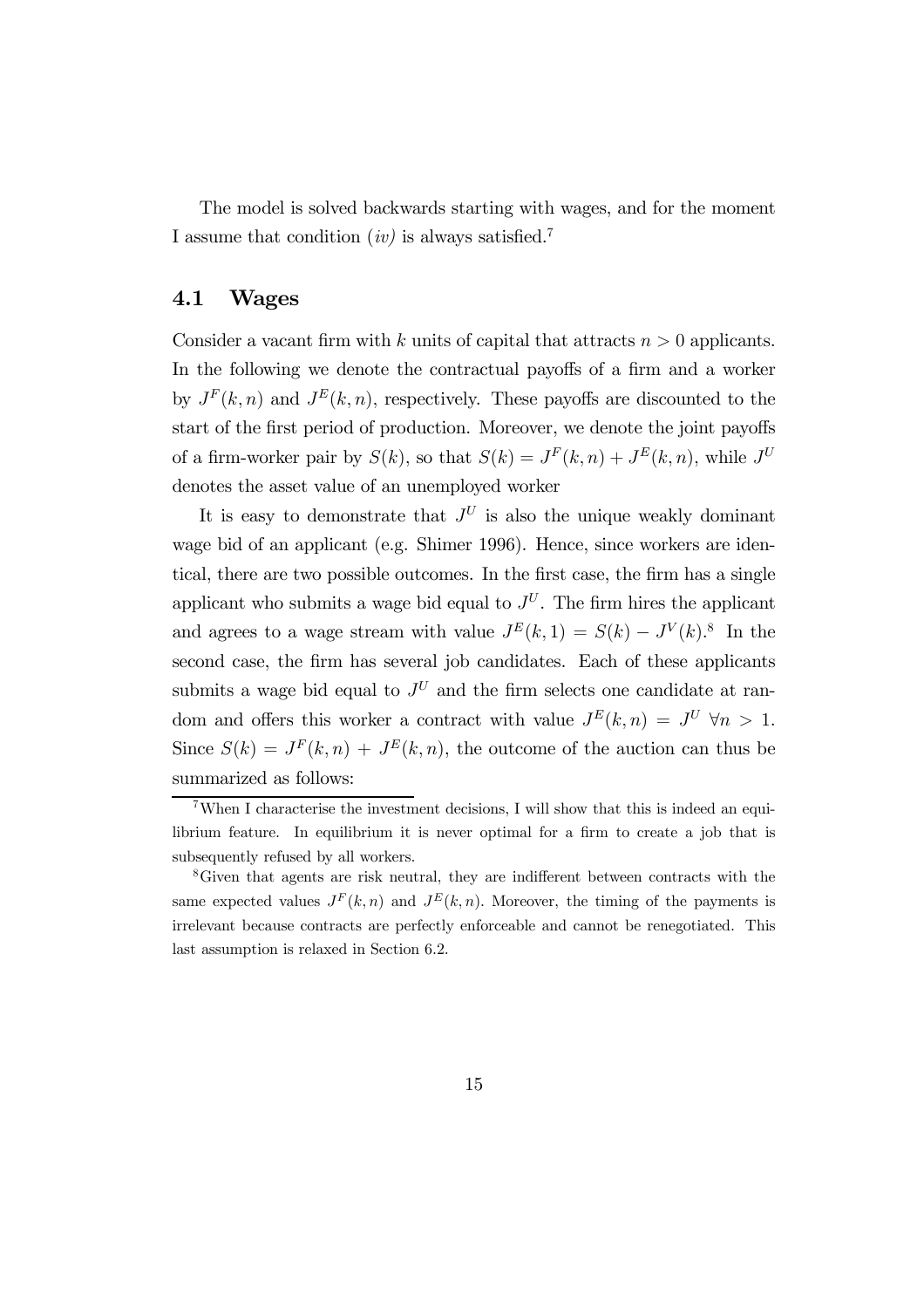The model is solved backwards starting with wages, and for the moment I assume that condition *(iv)* is always satisfied.[7]

## 4.1 Wages

Consider a vacant firm with $k$ units of capital that attracts $n > 0$ applicants. In the following we denote the contractual payoffs of a firm and a worker by $J^F(k, n)$ and $J^E(k, n)$, respectively. These payoffs are discounted to the start of the first period of production. Moreover, we denote the joint payoffs of a firm-worker pair by $S(k)$, so that $S(k) = J^F(k, n) + J^E(k, n)$, while $J^U$ denotes the asset value of an unemployed worker

It is easy to demonstrate that $J^U$ is also the unique weakly dominant wage bid of an applicant (e.g. Shimer 1996). Hence, since workers are identical, there are two possible outcomes. In the first case, the firm has a single applicant who submits a wage bid equal to $J^U$. The firm hires the applicant and agrees to a wage stream with value $J^E(k, 1) = S(k) - J^V(k)$.[8] In the second case, the firm has several job candidates. Each of these applicants submits a wage bid equal to $J^U$ and the firm selects one candidate at random and offers this worker a contract with value $J^E(k, n) = J^U \ \forall n > 1$. Since $S(k) = J^F(k, n) + J^E(k, n)$, the outcome of the auction can thus be summarized as follows:

---

[7] When I characterise the investment decisions, I will show that this is indeed an equilibrium feature. In equilibrium it is never optimal for a firm to create a job that is subsequently refused by all workers.

[8] Given that agents are risk neutral, they are indifferent between contracts with the same expected values $J^F(k, n)$ and $J^E(k, n)$. Moreover, the timing of the payments is irrelevant because contracts are perfectly enforceable and cannot be renegotiated. This last assumption is relaxed in Section 6.2.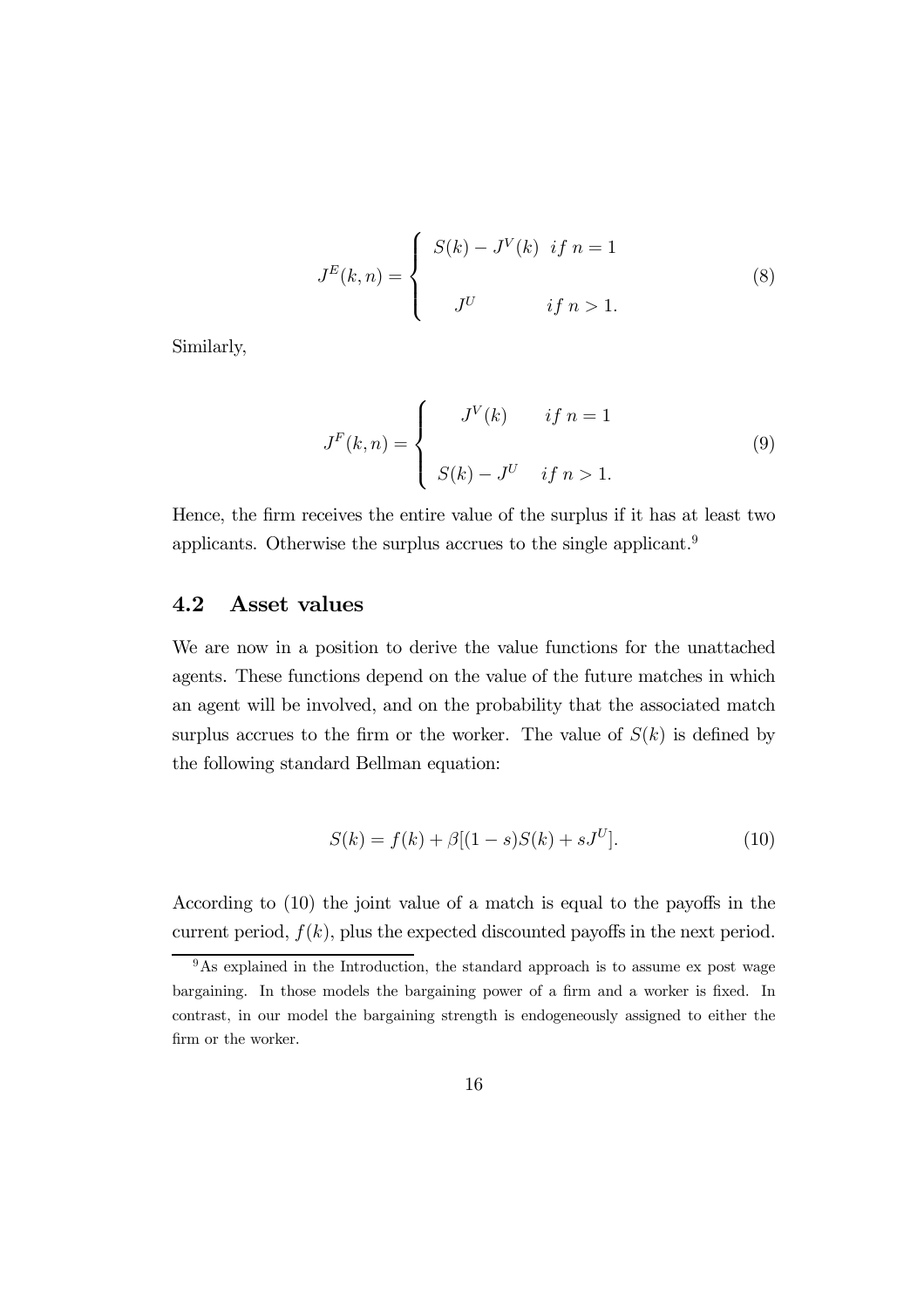$$J^E(k,n) = \begin{cases} S(k) - J^V(k) & if\ n = 1 \\ \\ J^U & if\ n > 1. \end{cases} \tag{8}$$

Similarly,

$$J^F(k,n) = \begin{cases} J^V(k) & if\ n = 1 \\ \\ S(k) - J^U & if\ n > 1. \end{cases} \tag{9}$$

Hence, the firm receives the entire value of the surplus if it has at least two applicants. Otherwise the surplus accrues to the single applicant.[9]

## 4.2 Asset values

We are now in a position to derive the value functions for the unattached agents. These functions depend on the value of the future matches in which an agent will be involved, and on the probability that the associated match surplus accrues to the firm or the worker. The value of $S(k)$ is defined by the following standard Bellman equation:

$$S(k) = f(k) + \beta[(1-s)S(k) + sJ^U]. \tag{10}$$

According to (10) the joint value of a match is equal to the payoffs in the current period, $f(k)$, plus the expected discounted payoffs in the next period.

[9] As explained in the Introduction, the standard approach is to assume ex post wage bargaining. In those models the bargaining power of a firm and a worker is fixed. In contrast, in our model the bargaining strength is endogeneously assigned to either the firm or the worker.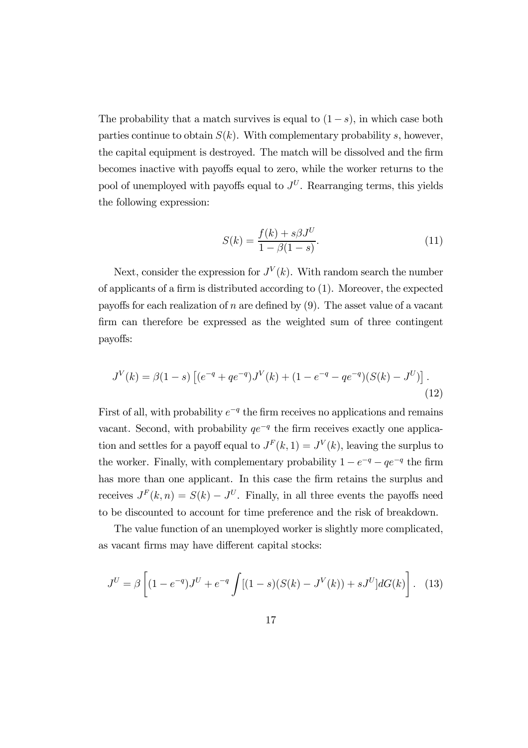The probability that a match survives is equal to $(1-s)$, in which case both parties continue to obtain $S(k)$. With complementary probability $s$, however, the capital equipment is destroyed. The match will be dissolved and the firm becomes inactive with payoffs equal to zero, while the worker returns to the pool of unemployed with payoffs equal to $J^U$. Rearranging terms, this yields the following expression:

$$S(k) = \frac{f(k) + s\beta J^U}{1 - \beta(1-s)}. \tag{11}$$

Next, consider the expression for $J^V(k)$. With random search the number of applicants of a firm is distributed according to (1). Moreover, the expected payoffs for each realization of $n$ are defined by (9). The asset value of a vacant firm can therefore be expressed as the weighted sum of three contingent payoffs:

$$J^V(k) = \beta(1-s)\left[(e^{-q} + qe^{-q})J^V(k) + (1 - e^{-q} - qe^{-q})(S(k) - J^U)\right]. \tag{12}$$

First of all, with probability $e^{-q}$ the firm receives no applications and remains vacant. Second, with probability $qe^{-q}$ the firm receives exactly one application and settles for a payoff equal to $J^F(k,1) = J^V(k)$, leaving the surplus to the worker. Finally, with complementary probability $1 - e^{-q} - qe^{-q}$ the firm has more than one applicant. In this case the firm retains the surplus and receives $J^F(k,n) = S(k) - J^U$. Finally, in all three events the payoffs need to be discounted to account for time preference and the risk of breakdown.

The value function of an unemployed worker is slightly more complicated, as vacant firms may have different capital stocks:

$$J^U = \beta\left[(1 - e^{-q})J^U + e^{-q}\int[(1-s)(S(k) - J^V(k)) + sJ^U]dG(k)\right]. \tag{13}$$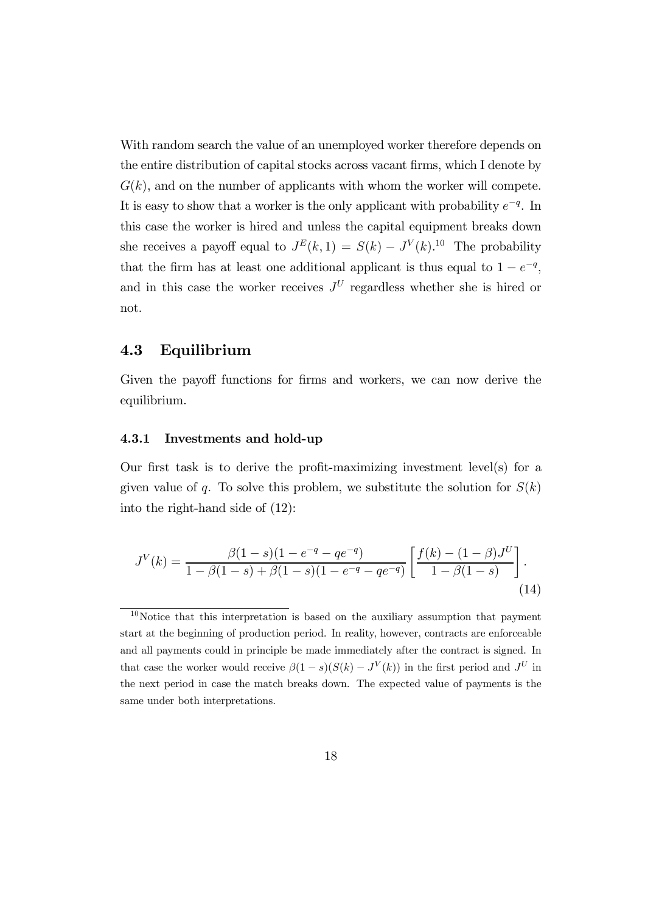With random search the value of an unemployed worker therefore depends on the entire distribution of capital stocks across vacant firms, which I denote by $G(k)$, and on the number of applicants with whom the worker will compete. It is easy to show that a worker is the only applicant with probability $e^{-q}$. In this case the worker is hired and unless the capital equipment breaks down she receives a payoff equal to $J^E(k,1) = S(k) - J^V(k)$.[10] The probability that the firm has at least one additional applicant is thus equal to $1 - e^{-q}$, and in this case the worker receives $J^U$ regardless whether she is hired or not.

## 4.3 Equilibrium

Given the payoff functions for firms and workers, we can now derive the equilibrium.

### 4.3.1 Investments and hold-up

Our first task is to derive the profit-maximizing investment level(s) for a given value of $q$. To solve this problem, we substitute the solution for $S(k)$ into the right-hand side of (12):

$$J^V(k) = \frac{\beta(1-s)(1-e^{-q}-qe^{-q})}{1-\beta(1-s)+\beta(1-s)(1-e^{-q}-qe^{-q})}\left[\frac{f(k)-(1-\beta)J^U}{1-\beta(1-s)}\right]. \tag{14}$$

[10] Notice that this interpretation is based on the auxiliary assumption that payment start at the beginning of production period. In reality, however, contracts are enforceable and all payments could in principle be made immediately after the contract is signed. In that case the worker would receive $\beta(1-s)(S(k) - J^V(k))$ in the first period and $J^U$ in the next period in case the match breaks down. The expected value of payments is the same under both interpretations.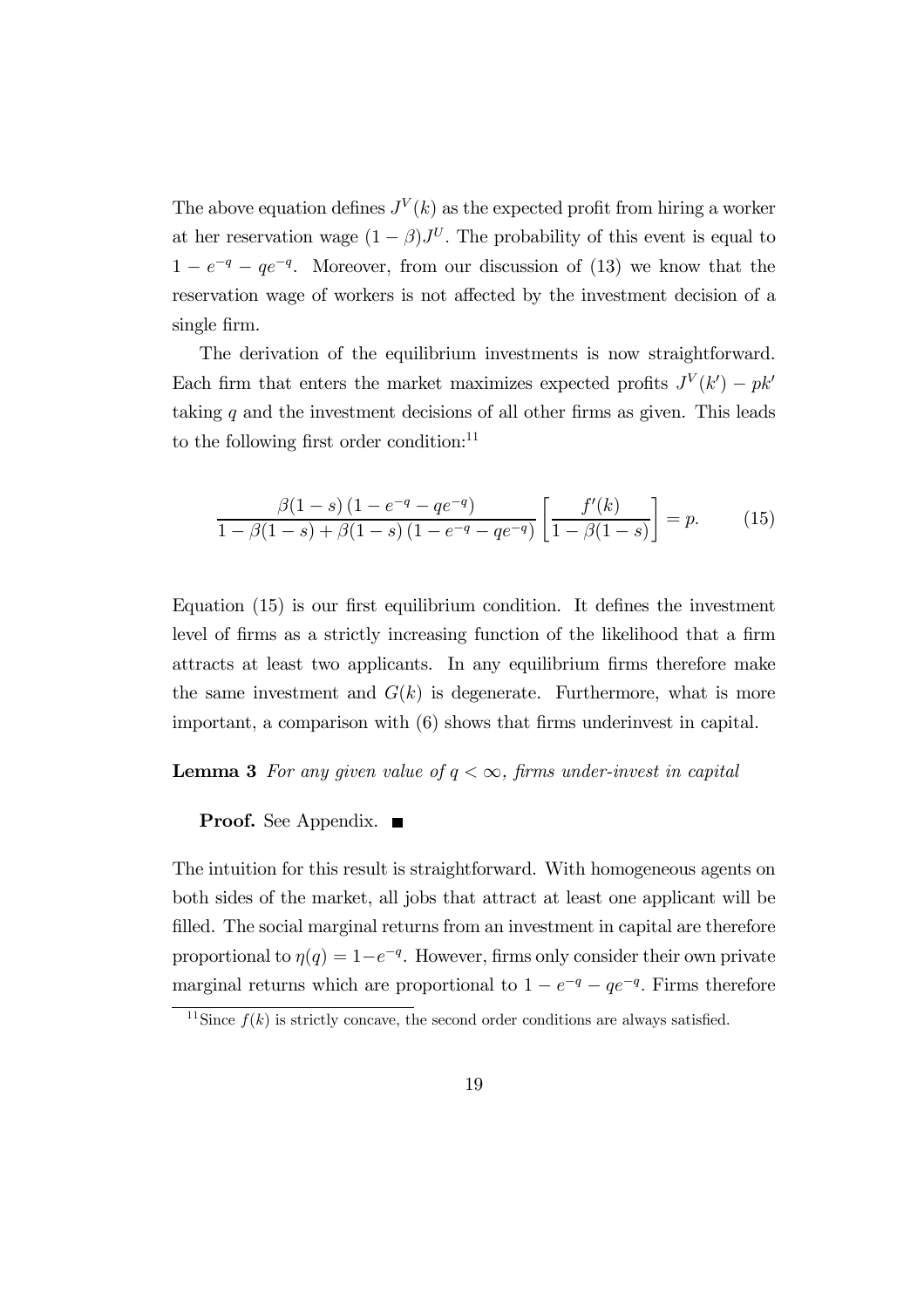The above equation defines $J^V(k)$ as the expected profit from hiring a worker at her reservation wage $(1-\beta)J^U$. The probability of this event is equal to $1-e^{-q}-qe^{-q}$. Moreover, from our discussion of (13) we know that the reservation wage of workers is not affected by the investment decision of a single firm.

The derivation of the equilibrium investments is now straightforward. Each firm that enters the market maximizes expected profits $J^V(k') - pk'$ taking $q$ and the investment decisions of all other firms as given. This leads to the following first order condition:[11]

$$\frac{\beta(1-s)\left(1-e^{-q}-qe^{-q}\right)}{1-\beta(1-s)+\beta(1-s)\left(1-e^{-q}-qe^{-q}\right)}\left[\frac{f'(k)}{1-\beta(1-s)}\right]=p. \qquad (15)$$

Equation (15) is our first equilibrium condition. It defines the investment level of firms as a strictly increasing function of the likelihood that a firm attracts at least two applicants. In any equilibrium firms therefore make the same investment and $G(k)$ is degenerate. Furthermore, what is more important, a comparison with (6) shows that firms underinvest in capital.

**Lemma 3** *For any given value of $q<\infty$, firms under-invest in capital*

**Proof.** See Appendix. ■

The intuition for this result is straightforward. With homogeneous agents on both sides of the market, all jobs that attract at least one applicant will be filled. The social marginal returns from an investment in capital are therefore proportional to $\eta(q) = 1-e^{-q}$. However, firms only consider their own private marginal returns which are proportional to $1-e^{-q}-qe^{-q}$. Firms therefore

[11] Since $f(k)$ is strictly concave, the second order conditions are always satisfied.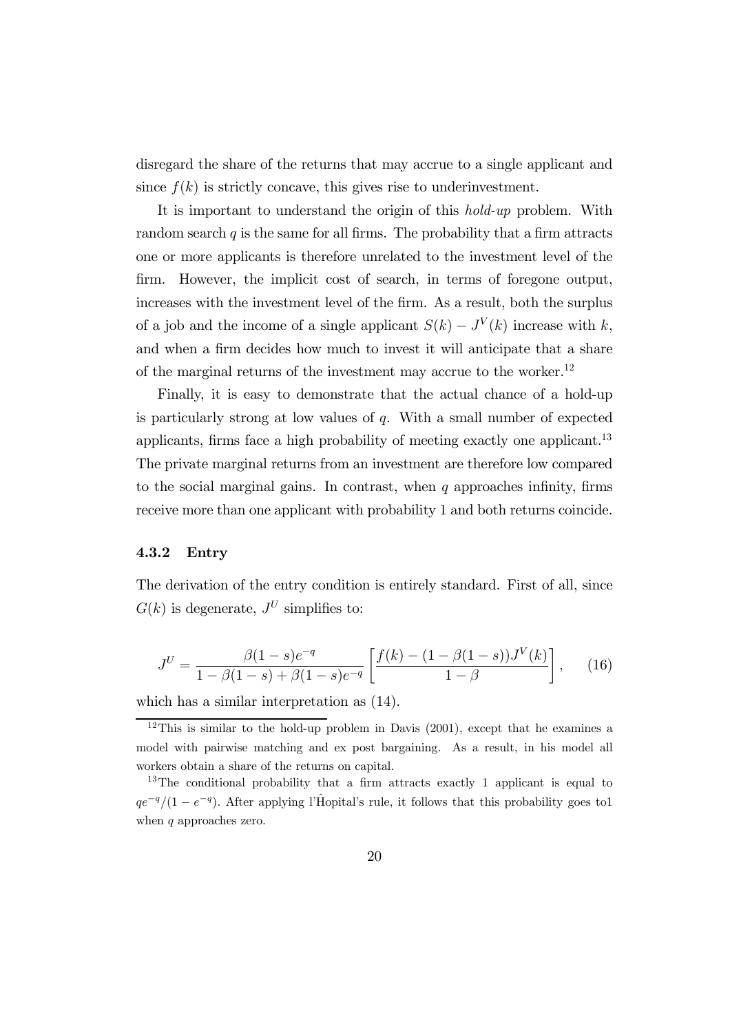disregard the share of the returns that may accrue to a single applicant and since $f(k)$ is strictly concave, this gives rise to underinvestment.

It is important to understand the origin of this *hold-up* problem. With random search $q$ is the same for all firms. The probability that a firm attracts one or more applicants is therefore unrelated to the investment level of the firm. However, the implicit cost of search, in terms of foregone output, increases with the investment level of the firm. As a result, both the surplus of a job and the income of a single applicant $S(k) - J^V(k)$ increase with $k$, and when a firm decides how much to invest it will anticipate that a share of the marginal returns of the investment may accrue to the worker.[12]

Finally, it is easy to demonstrate that the actual chance of a hold-up is particularly strong at low values of $q$. With a small number of expected applicants, firms face a high probability of meeting exactly one applicant.[13] The private marginal returns from an investment are therefore low compared to the social marginal gains. In contrast, when $q$ approaches infinity, firms receive more than one applicant with probability 1 and both returns coincide.

### 4.3.2 Entry

The derivation of the entry condition is entirely standard. First of all, since $G(k)$ is degenerate, $J^U$ simplifies to:

$$J^U = \frac{\beta(1-s)e^{-q}}{1-\beta(1-s)+\beta(1-s)e^{-q}}\left[\frac{f(k)-(1-\beta(1-s))J^V(k)}{1-\beta}\right], \qquad (16)$$

which has a similar interpretation as (14).

[12] This is similar to the hold-up problem in Davis (2001), except that he examines a model with pairwise matching and ex post bargaining. As a result, in his model all workers obtain a share of the returns on capital.

[13] The conditional probability that a firm attracts exactly 1 applicant is equal to $qe^{-q}/(1-e^{-q})$. After applying l'Hôpital's rule, it follows that this probability goes to1 when $q$ approaches zero.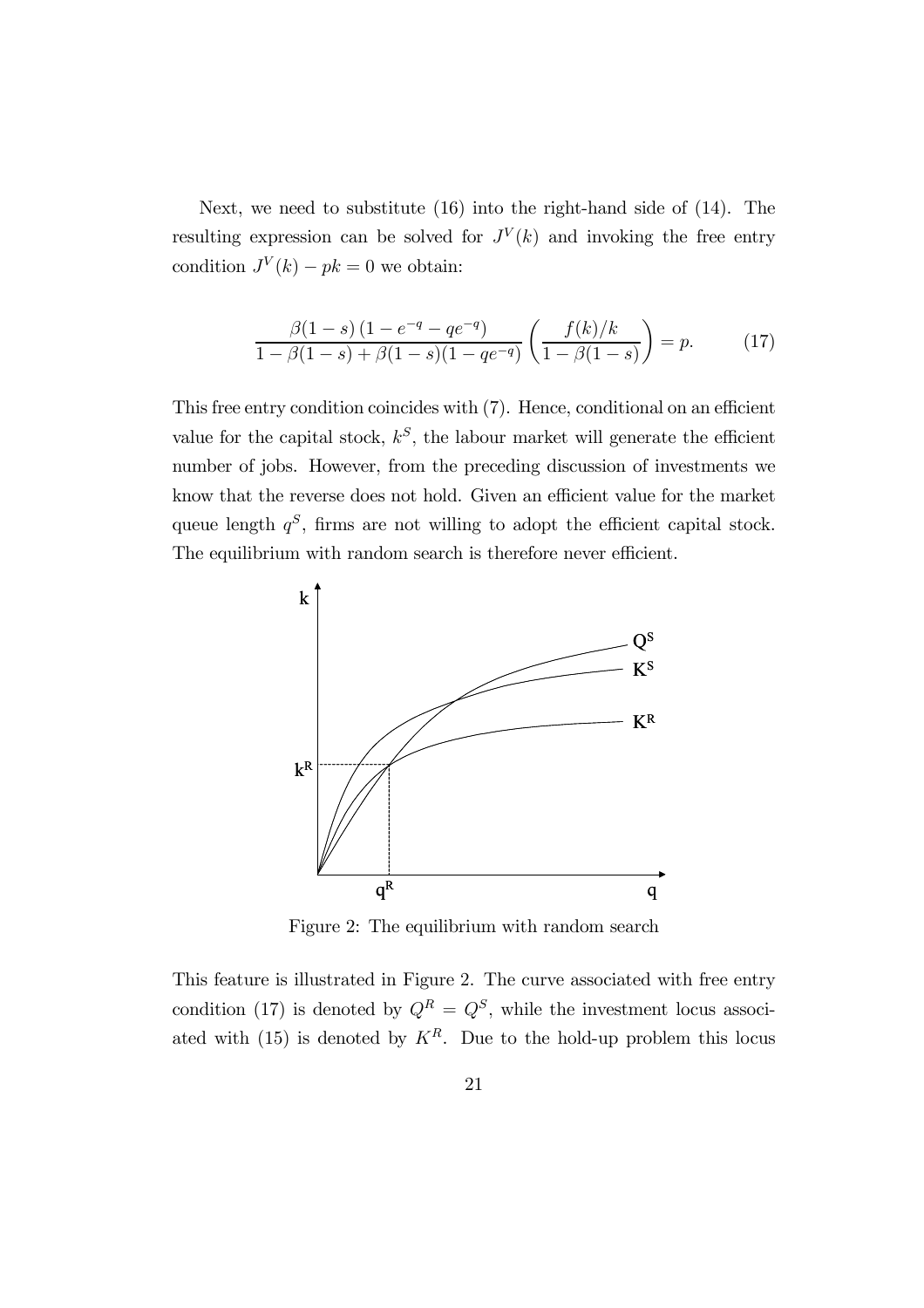Next, we need to substitute (16) into the right-hand side of (14). The resulting expression can be solved for $J^V(k)$ and invoking the free entry condition $J^V(k) - pk = 0$ we obtain:

$$\frac{\beta(1-s)\left(1-e^{-q}-qe^{-q}\right)}{1-\beta(1-s)+\beta(1-s)(1-qe^{-q})}\left(\frac{f(k)/k}{1-\beta(1-s)}\right)=p. \qquad (17)$$

This free entry condition coincides with (7). Hence, conditional on an efficient value for the capital stock, $k^S$, the labour market will generate the efficient number of jobs. However, from the preceding discussion of investments we know that the reverse does not hold. Given an efficient value for the market queue length $q^S$, firms are not willing to adopt the efficient capital stock. The equilibrium with random search is therefore never efficient.

Figure 2: The equilibrium with random search

This feature is illustrated in Figure 2. The curve associated with free entry condition (17) is denoted by $Q^R = Q^S$, while the investment locus associated with (15) is denoted by $K^R$. Due to the hold-up problem this locus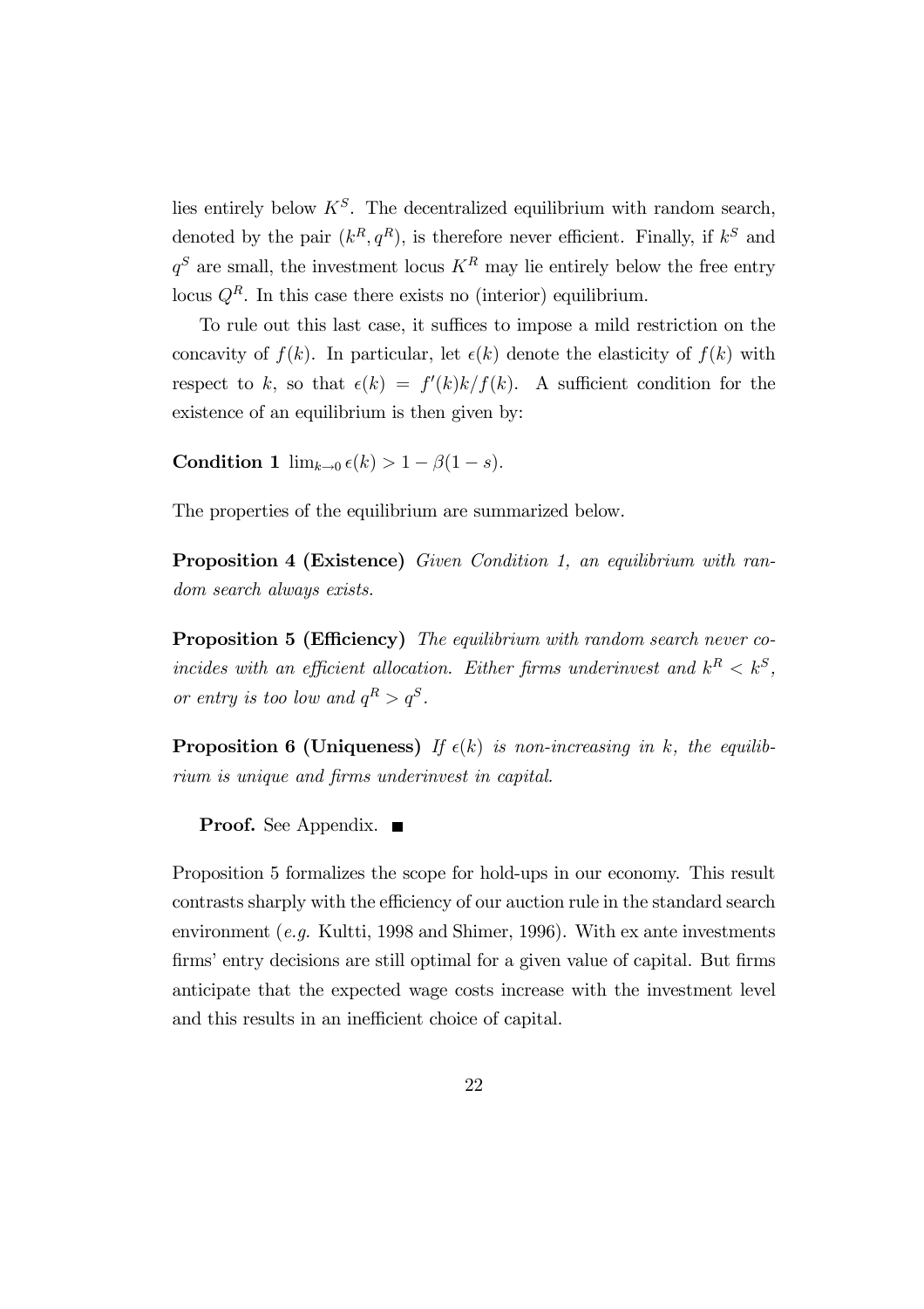lies entirely below $K^S$. The decentralized equilibrium with random search, denoted by the pair $(k^R, q^R)$, is therefore never efficient. Finally, if $k^S$ and $q^S$ are small, the investment locus $K^R$ may lie entirely below the free entry locus $Q^R$. In this case there exists no (interior) equilibrium.

To rule out this last case, it suffices to impose a mild restriction on the concavity of $f(k)$. In particular, let $\epsilon(k)$ denote the elasticity of $f(k)$ with respect to $k$, so that $\epsilon(k) = f'(k)k/f(k)$. A sufficient condition for the existence of an equilibrium is then given by:

**Condition 1** $\lim_{k \to 0} \epsilon(k) > 1 - \beta(1 - s)$.

The properties of the equilibrium are summarized below.

**Proposition 4 (Existence)** *Given Condition 1, an equilibrium with random search always exists.*

**Proposition 5 (Efficiency)** *The equilibrium with random search never coincides with an efficient allocation. Either firms underinvest and $k^R < k^S$, or entry is too low and $q^R > q^S$.*

**Proposition 6 (Uniqueness)** *If $\epsilon(k)$ is non-increasing in $k$, the equilibrium is unique and firms underinvest in capital.*

**Proof.** See Appendix. ■

Proposition 5 formalizes the scope for hold-ups in our economy. This result contrasts sharply with the efficiency of our auction rule in the standard search environment (*e.g.* Kultti, 1998 and Shimer, 1996). With ex ante investments firms' entry decisions are still optimal for a given value of capital. But firms anticipate that the expected wage costs increase with the investment level and this results in an inefficient choice of capital.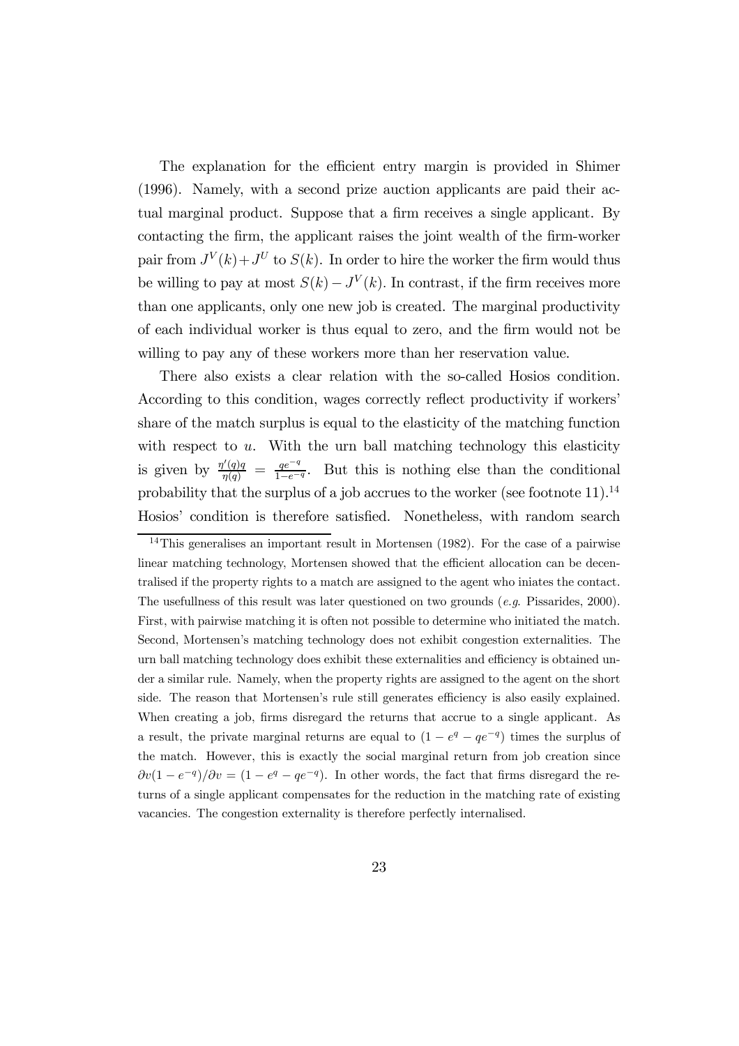The explanation for the efficient entry margin is provided in Shimer (1996). Namely, with a second prize auction applicants are paid their actual marginal product. Suppose that a firm receives a single applicant. By contacting the firm, the applicant raises the joint wealth of the firm-worker pair from $J^V(k) + J^U$ to $S(k)$. In order to hire the worker the firm would thus be willing to pay at most $S(k) - J^V(k)$. In contrast, if the firm receives more than one applicants, only one new job is created. The marginal productivity of each individual worker is thus equal to zero, and the firm would not be willing to pay any of these workers more than her reservation value.

There also exists a clear relation with the so-called Hosios condition. According to this condition, wages correctly reflect productivity if workers' share of the match surplus is equal to the elasticity of the matching function with respect to $u$. With the urn ball matching technology this elasticity is given by $\frac{\eta'(q)q}{\eta(q)} = \frac{qe^{-q}}{1-e^{-q}}$. But this is nothing else than the conditional probability that the surplus of a job accrues to the worker (see footnote 11).[14] Hosios' condition is therefore satisfied. Nonetheless, with random search

[14] This generalises an important result in Mortensen (1982). For the case of a pairwise linear matching technology, Mortensen showed that the efficient allocation can be decentralised if the property rights to a match are assigned to the agent who iniates the contact. The usefullness of this result was later questioned on two grounds (*e.g.* Pissarides, 2000). First, with pairwise matching it is often not possible to determine who initiated the match. Second, Mortensen's matching technology does not exhibit congestion externalities. The urn ball matching technology does exhibit these externalities and efficiency is obtained under a similar rule. Namely, when the property rights are assigned to the agent on the short side. The reason that Mortensen's rule still generates efficiency is also easily explained. When creating a job, firms disregard the returns that accrue to a single applicant. As a result, the private marginal returns are equal to $(1 - e^{q} - qe^{-q})$ times the surplus of the match. However, this is exactly the social marginal return from job creation since $\partial v(1 - e^{-q})/\partial v = (1 - e^{q} - qe^{-q})$. In other words, the fact that firms disregard the returns of a single applicant compensates for the reduction in the matching rate of existing vacancies. The congestion externality is therefore perfectly internalised.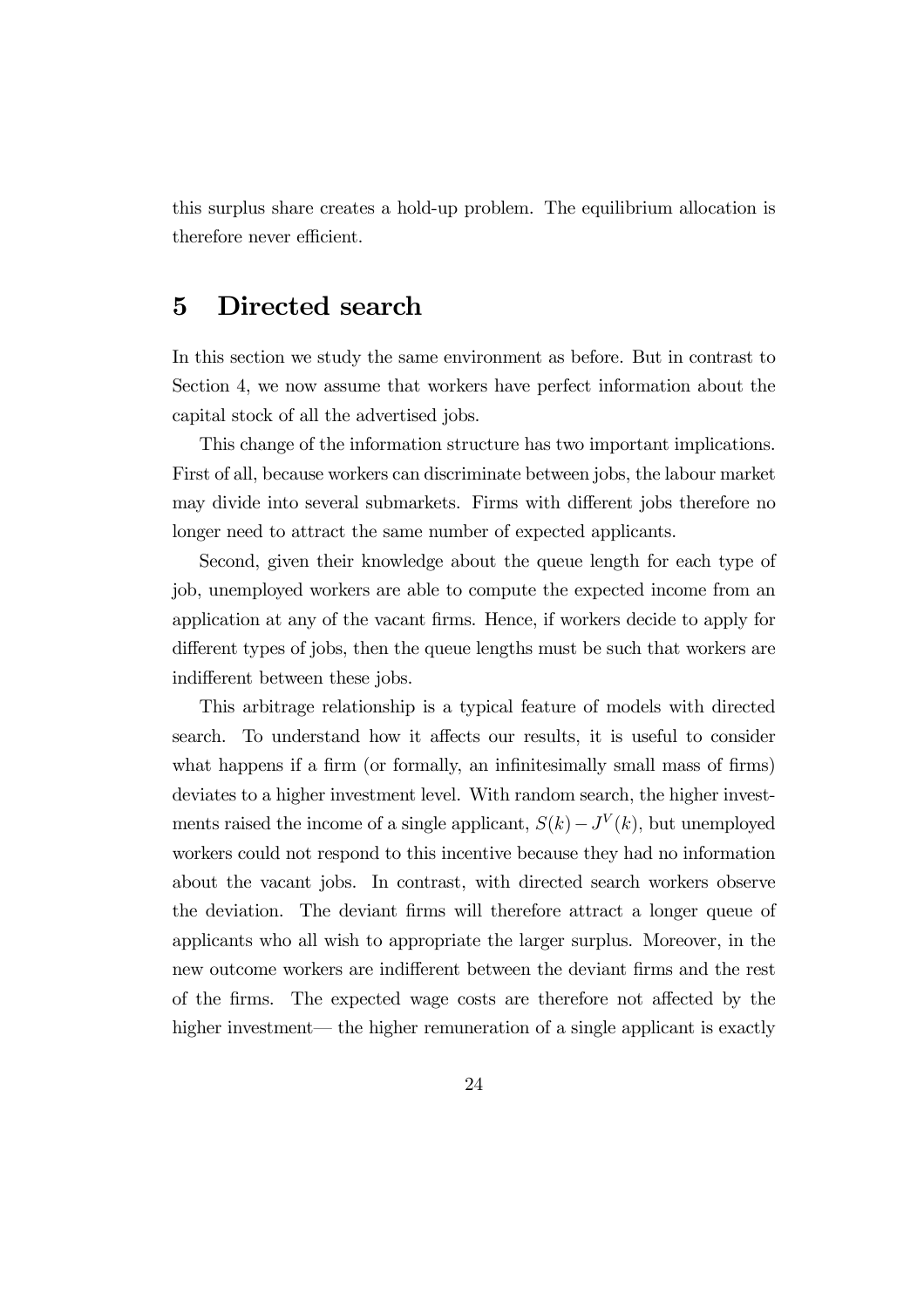this surplus share creates a hold-up problem. The equilibrium allocation is therefore never efficient.

# 5 Directed search

In this section we study the same environment as before. But in contrast to Section 4, we now assume that workers have perfect information about the capital stock of all the advertised jobs.

This change of the information structure has two important implications. First of all, because workers can discriminate between jobs, the labour market may divide into several submarkets. Firms with different jobs therefore no longer need to attract the same number of expected applicants.

Second, given their knowledge about the queue length for each type of job, unemployed workers are able to compute the expected income from an application at any of the vacant firms. Hence, if workers decide to apply for different types of jobs, then the queue lengths must be such that workers are indifferent between these jobs.

This arbitrage relationship is a typical feature of models with directed search. To understand how it affects our results, it is useful to consider what happens if a firm (or formally, an infinitesimally small mass of firms) deviates to a higher investment level. With random search, the higher investments raised the income of a single applicant, $S(k) - J^V(k)$, but unemployed workers could not respond to this incentive because they had no information about the vacant jobs. In contrast, with directed search workers observe the deviation. The deviant firms will therefore attract a longer queue of applicants who all wish to appropriate the larger surplus. Moreover, in the new outcome workers are indifferent between the deviant firms and the rest of the firms. The expected wage costs are therefore not affected by the higher investment— the higher remuneration of a single applicant is exactly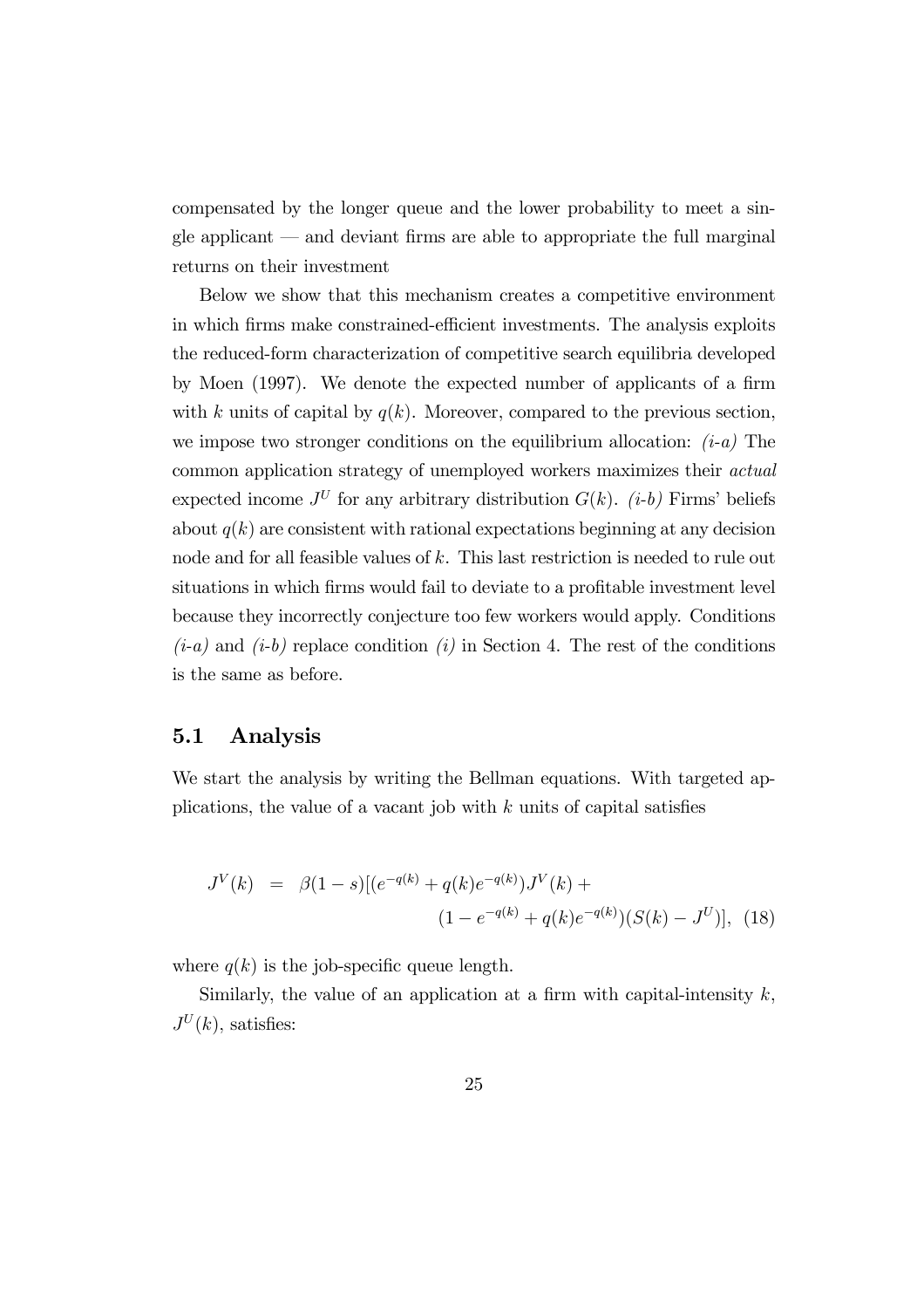compensated by the longer queue and the lower probability to meet a single applicant — and deviant firms are able to appropriate the full marginal returns on their investment

Below we show that this mechanism creates a competitive environment in which firms make constrained-efficient investments. The analysis exploits the reduced-form characterization of competitive search equilibria developed by Moen (1997). We denote the expected number of applicants of a firm with $k$ units of capital by $q(k)$. Moreover, compared to the previous section, we impose two stronger conditions on the equilibrium allocation: *(i-a)* The common application strategy of unemployed workers maximizes their *actual* expected income $J^U$ for any arbitrary distribution $G(k)$. *(i-b)* Firms' beliefs about $q(k)$ are consistent with rational expectations beginning at any decision node and for all feasible values of $k$. This last restriction is needed to rule out situations in which firms would fail to deviate to a profitable investment level because they incorrectly conjecture too few workers would apply. Conditions *(i-a)* and *(i-b)* replace condition *(i)* in Section 4. The rest of the conditions is the same as before.

## 5.1 Analysis

We start the analysis by writing the Bellman equations. With targeted applications, the value of a vacant job with $k$ units of capital satisfies

$$J^V(k) = \beta(1-s)[(e^{-q(k)} + q(k)e^{-q(k)})J^V(k) + (1 - e^{-q(k)} + q(k)e^{-q(k)})(S(k) - J^U)], \quad (18)$$

where $q(k)$ is the job-specific queue length.

Similarly, the value of an application at a firm with capital-intensity $k$, $J^U(k)$, satisfies: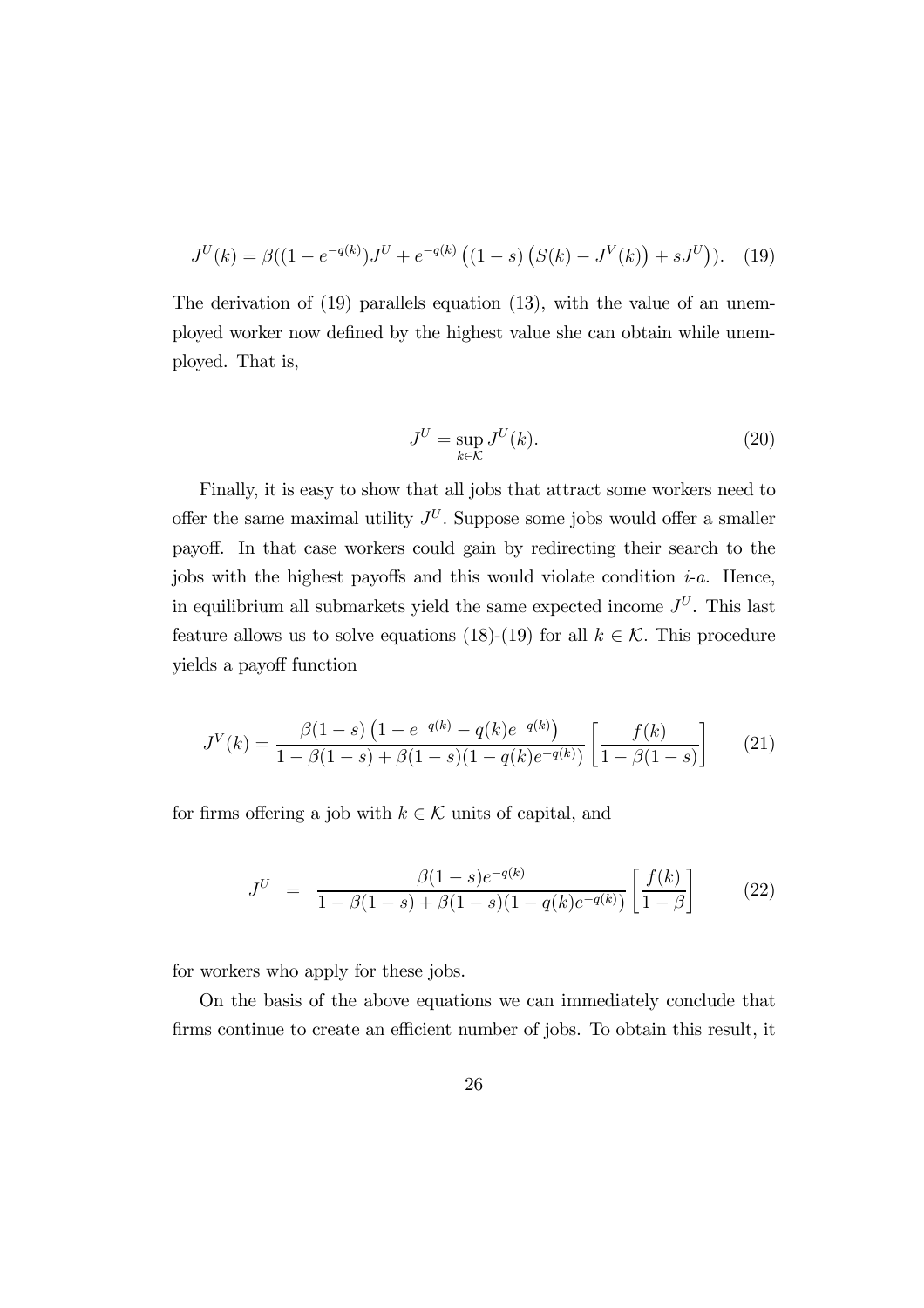$$J^U(k) = \beta((1-e^{-q(k)})J^U + e^{-q(k)}\left((1-s)\left(S(k) - J^V(k)\right) + sJ^U\right)). \quad (19)$$

The derivation of (19) parallels equation (13), with the value of an unemployed worker now defined by the highest value she can obtain while unemployed. That is,

$$J^U = \sup_{k \in \mathcal{K}} J^U(k). \quad (20)$$

Finally, it is easy to show that all jobs that attract some workers need to offer the same maximal utility $J^U$. Suppose some jobs would offer a smaller payoff. In that case workers could gain by redirecting their search to the jobs with the highest payoffs and this would violate condition *i-a*. Hence, in equilibrium all submarkets yield the same expected income $J^U$. This last feature allows us to solve equations (18)-(19) for all $k \in \mathcal{K}$. This procedure yields a payoff function

$$J^V(k) = \frac{\beta(1-s)\left(1-e^{-q(k)} - q(k)e^{-q(k)}\right)}{1-\beta(1-s)+\beta(1-s)(1-q(k)e^{-q(k)})}\left[\frac{f(k)}{1-\beta(1-s)}\right] \quad (21)$$

for firms offering a job with $k \in \mathcal{K}$ units of capital, and

$$J^U = \frac{\beta(1-s)e^{-q(k)}}{1-\beta(1-s)+\beta(1-s)(1-q(k)e^{-q(k)})}\left[\frac{f(k)}{1-\beta}\right] \quad (22)$$

for workers who apply for these jobs.

On the basis of the above equations we can immediately conclude that firms continue to create an efficient number of jobs. To obtain this result, it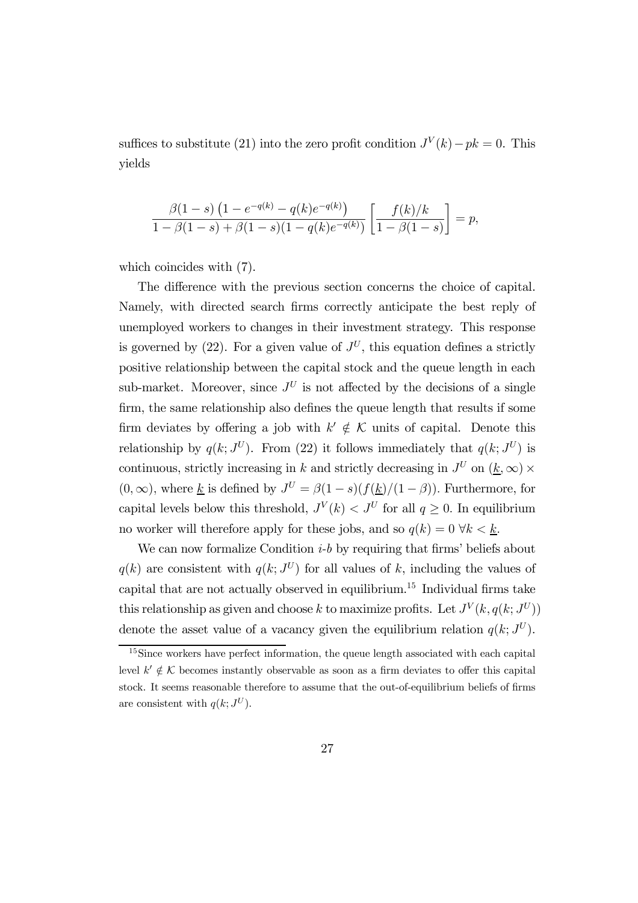suffices to substitute (21) into the zero profit condition $J^V(k) - pk = 0$. This yields

$$\frac{\beta(1-s)\left(1-e^{-q(k)}-q(k)e^{-q(k)}\right)}{1-\beta(1-s)+\beta(1-s)(1-q(k)e^{-q(k)})}\left[\frac{f(k)/k}{1-\beta(1-s)}\right]=p,$$

which coincides with (7).

The difference with the previous section concerns the choice of capital. Namely, with directed search firms correctly anticipate the best reply of unemployed workers to changes in their investment strategy. This response is governed by (22). For a given value of $J^U$, this equation defines a strictly positive relationship between the capital stock and the queue length in each sub-market. Moreover, since $J^U$ is not affected by the decisions of a single firm, the same relationship also defines the queue length that results if some firm deviates by offering a job with $k' \notin \mathcal{K}$ units of capital. Denote this relationship by $q(k; J^U)$. From (22) it follows immediately that $q(k; J^U)$ is continuous, strictly increasing in $k$ and strictly decreasing in $J^U$ on $(\underline{k}, \infty) \times (0, \infty)$, where $\underline{k}$ is defined by $J^U = \beta(1-s)(f(\underline{k})/(1-\beta))$. Furthermore, for capital levels below this threshold, $J^V(k) < J^U$ for all $q \geq 0$. In equilibrium no worker will therefore apply for these jobs, and so $q(k) = 0 \; \forall k < \underline{k}$.

We can now formalize Condition *i-b* by requiring that firms' beliefs about $q(k)$ are consistent with $q(k; J^U)$ for all values of $k$, including the values of capital that are not actually observed in equilibrium.[15] Individual firms take this relationship as given and choose $k$ to maximize profits. Let $J^V(k, q(k; J^U))$ denote the asset value of a vacancy given the equilibrium relation $q(k; J^U)$.

[15] Since workers have perfect information, the queue length associated with each capital level $k' \notin \mathcal{K}$ becomes instantly observable as soon as a firm deviates to offer this capital stock. It seems reasonable therefore to assume that the out-of-equilibrium beliefs of firms are consistent with $q(k; J^U)$.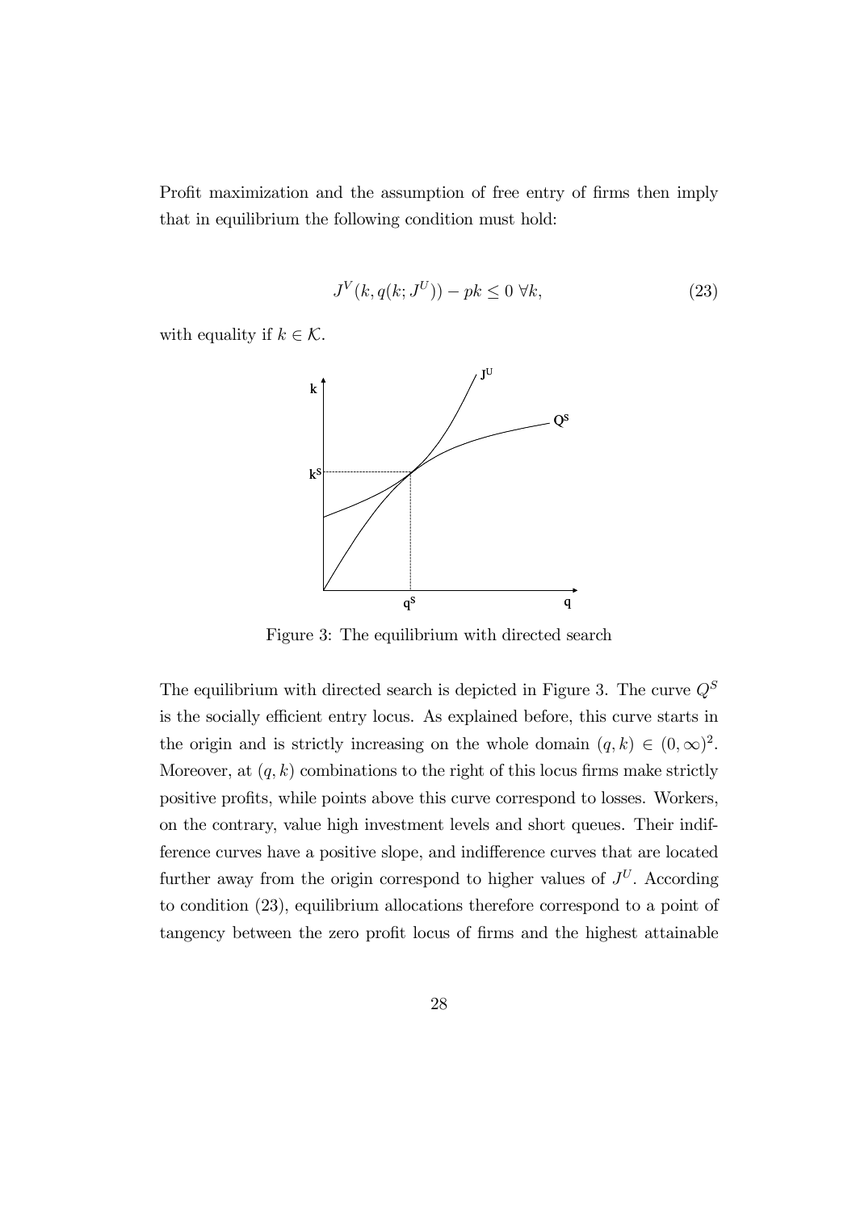Profit maximization and the assumption of free entry of firms then imply that in equilibrium the following condition must hold:

$$J^V(k, q(k; J^U)) - pk \leq 0 \ \forall k, \tag{23}$$

with equality if $k \in \mathcal{K}$.

Figure 3: The equilibrium with directed search

The equilibrium with directed search is depicted in Figure 3. The curve $Q^S$ is the socially efficient entry locus. As explained before, this curve starts in the origin and is strictly increasing on the whole domain $(q, k) \in (0, \infty)^2$. Moreover, at $(q, k)$ combinations to the right of this locus firms make strictly positive profits, while points above this curve correspond to losses. Workers, on the contrary, value high investment levels and short queues. Their indifference curves have a positive slope, and indifference curves that are located further away from the origin correspond to higher values of $J^U$. According to condition (23), equilibrium allocations therefore correspond to a point of tangency between the zero profit locus of firms and the highest attainable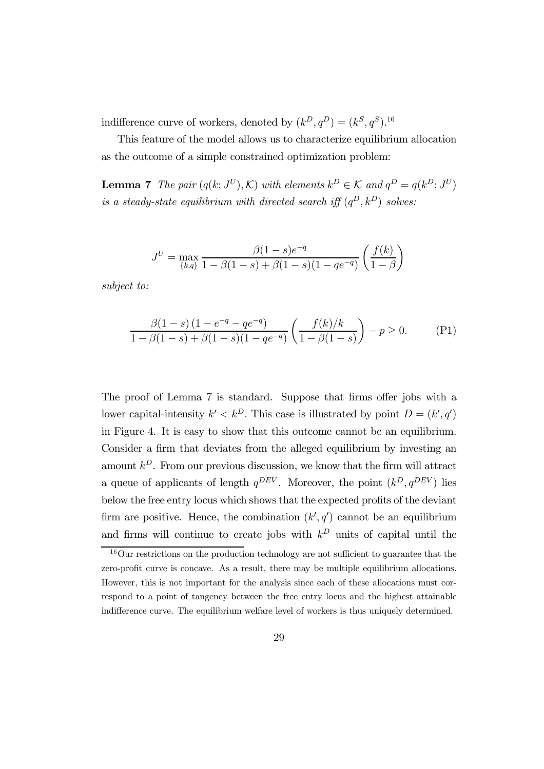indifference curve of workers, denoted by $(k^D, q^D) = (k^S, q^S)$.[16]

This feature of the model allows us to characterize equilibrium allocation as the outcome of a simple constrained optimization problem:

**Lemma 7** *The pair $(q(k; J^U), \mathcal{K})$ with elements $k^D \in \mathcal{K}$ and $q^D = q(k^D; J^U)$ is a steady-state equilibrium with directed search iff $(q^D, k^D)$ solves:*

$$J^U = \max_{\{k,q\}} \frac{\beta(1-s)e^{-q}}{1-\beta(1-s)+\beta(1-s)(1-qe^{-q})} \left( \frac{f(k)}{1-\beta} \right)$$

*subject to:*

$$\frac{\beta(1-s)\left(1-e^{-q}-qe^{-q}\right)}{1-\beta(1-s)+\beta(1-s)(1-qe^{-q})} \left( \frac{f(k)/k}{1-\beta(1-s)} \right) - p \geq 0. \qquad \text{(P1)}$$

The proof of Lemma 7 is standard. Suppose that firms offer jobs with a lower capital-intensity $k' < k^D$. This case is illustrated by point $D = (k', q')$ in Figure 4. It is easy to show that this outcome cannot be an equilibrium. Consider a firm that deviates from the alleged equilibrium by investing an amount $k^D$. From our previous discussion, we know that the firm will attract a queue of applicants of length $q^{DEV}$. Moreover, the point $(k^D, q^{DEV})$ lies below the free entry locus which shows that the expected profits of the deviant firm are positive. Hence, the combination $(k', q')$ cannot be an equilibrium and firms will continue to create jobs with $k^D$ units of capital until the

[16] Our restrictions on the production technology are not sufficient to guarantee that the zero-profit curve is concave. As a result, there may be multiple equilibrium allocations. However, this is not important for the analysis since each of these allocations must correspond to a point of tangency between the free entry locus and the highest attainable indifference curve. The equilibrium welfare level of workers is thus uniquely determined.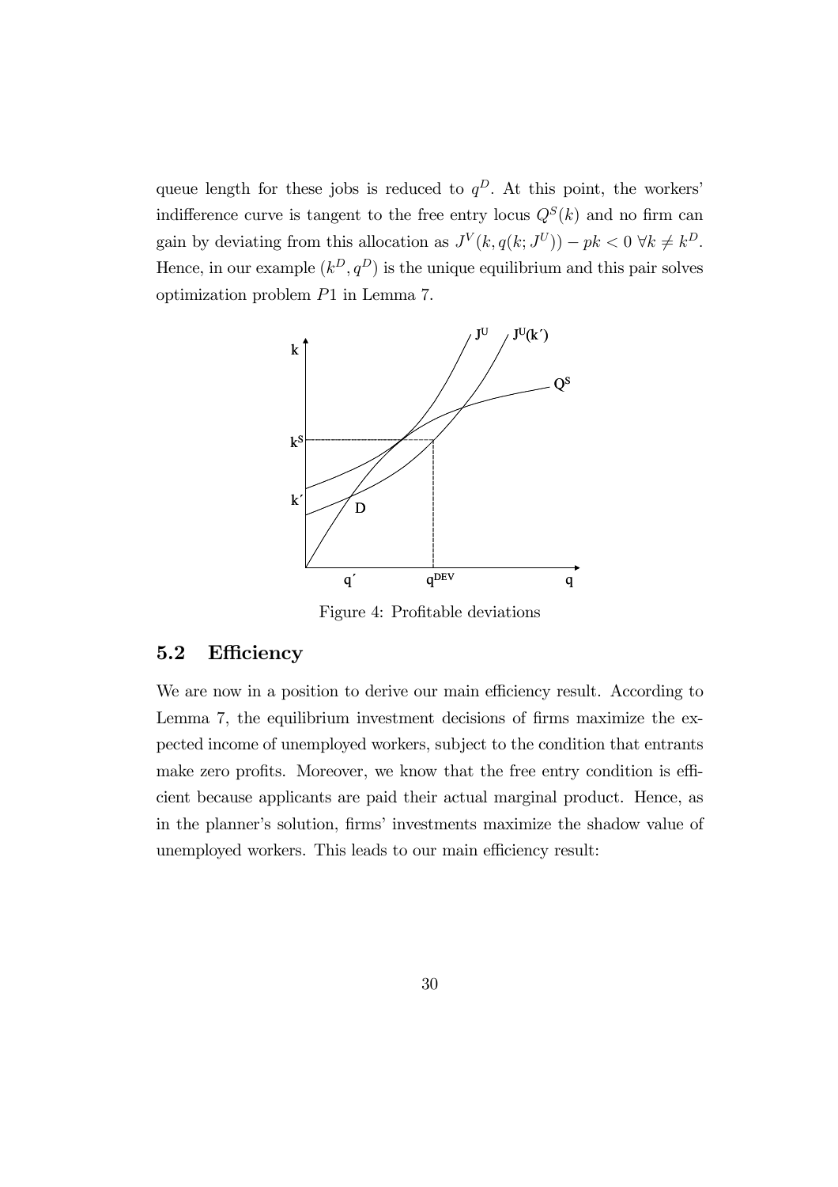queue length for these jobs is reduced to $q^D$. At this point, the workers' indifference curve is tangent to the free entry locus $Q^S(k)$ and no firm can gain by deviating from this allocation as $J^V(k, q(k; J^U)) - pk < 0 \; \forall k \neq k^D$. Hence, in our example $(k^D, q^D)$ is the unique equilibrium and this pair solves optimization problem $P1$ in Lemma 7.

Figure 4: Profitable deviations

## 5.2 Efficiency

We are now in a position to derive our main efficiency result. According to Lemma 7, the equilibrium investment decisions of firms maximize the expected income of unemployed workers, subject to the condition that entrants make zero profits. Moreover, we know that the free entry condition is efficient because applicants are paid their actual marginal product. Hence, as in the planner's solution, firms' investments maximize the shadow value of unemployed workers. This leads to our main efficiency result: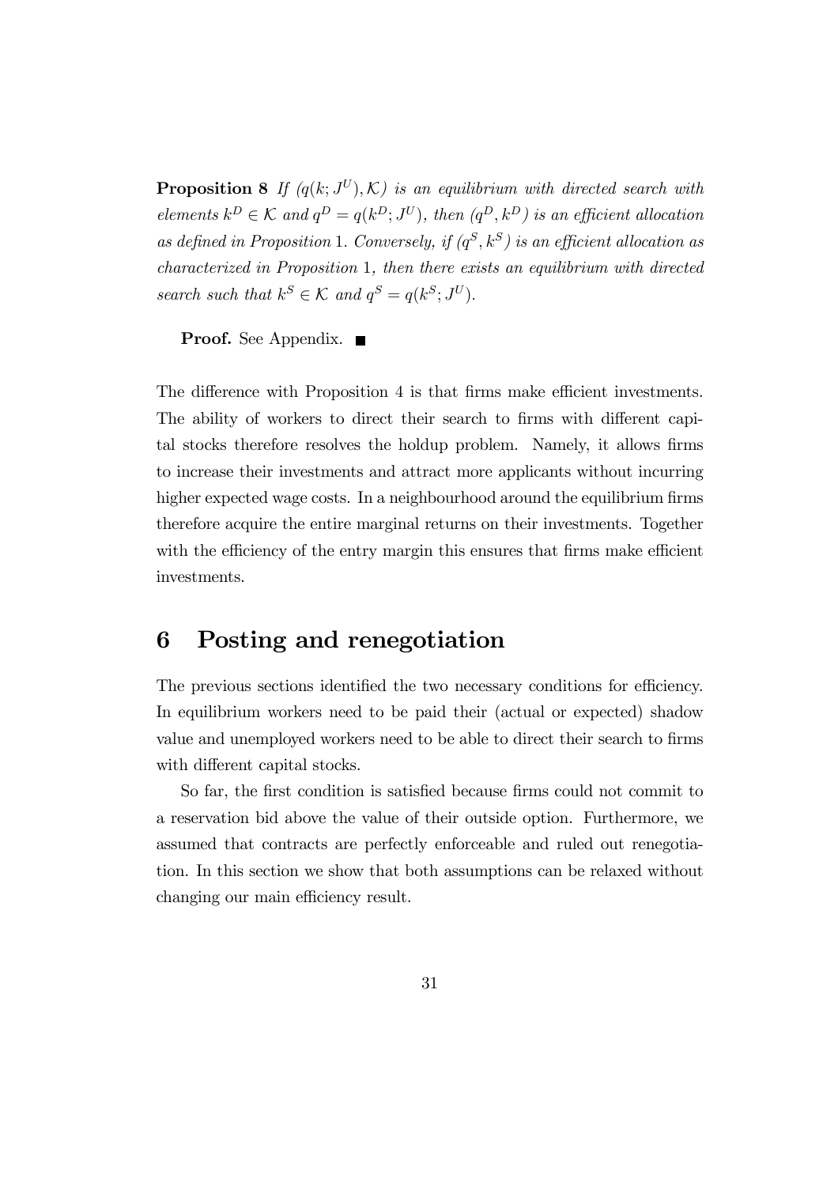**Proposition 8** *If $(q(k; J^U), \mathcal{K})$ is an equilibrium with directed search with elements $k^D \in \mathcal{K}$ and $q^D = q(k^D; J^U)$, then $(q^D, k^D)$ is an efficient allocation as defined in Proposition* 1*. Conversely, if $(q^S, k^S)$ is an efficient allocation as characterized in Proposition* 1*, then there exists an equilibrium with directed search such that $k^S \in \mathcal{K}$ and $q^S = q(k^S; J^U)$.*

**Proof.** See Appendix. ■

The difference with Proposition 4 is that firms make efficient investments. The ability of workers to direct their search to firms with different capital stocks therefore resolves the holdup problem. Namely, it allows firms to increase their investments and attract more applicants without incurring higher expected wage costs. In a neighbourhood around the equilibrium firms therefore acquire the entire marginal returns on their investments. Together with the efficiency of the entry margin this ensures that firms make efficient investments.

# 6 Posting and renegotiation

The previous sections identified the two necessary conditions for efficiency. In equilibrium workers need to be paid their (actual or expected) shadow value and unemployed workers need to be able to direct their search to firms with different capital stocks.

So far, the first condition is satisfied because firms could not commit to a reservation bid above the value of their outside option. Furthermore, we assumed that contracts are perfectly enforceable and ruled out renegotiation. In this section we show that both assumptions can be relaxed without changing our main efficiency result.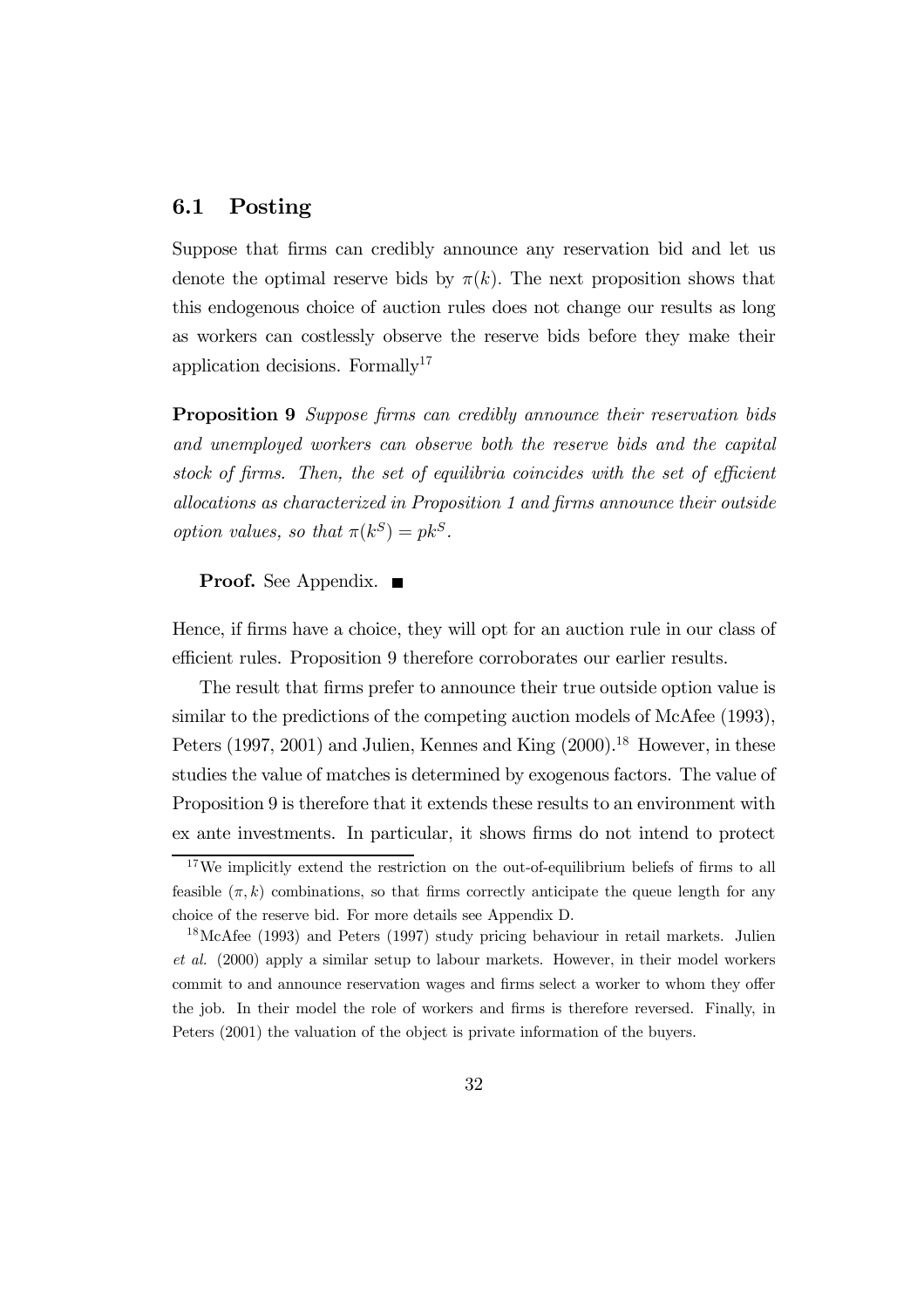## 6.1 Posting

Suppose that firms can credibly announce any reservation bid and let us denote the optimal reserve bids by $\pi(k)$. The next proposition shows that this endogenous choice of auction rules does not change our results as long as workers can costlessly observe the reserve bids before they make their application decisions. Formally[17]

**Proposition 9** *Suppose firms can credibly announce their reservation bids and unemployed workers can observe both the reserve bids and the capital stock of firms. Then, the set of equilibria coincides with the set of efficient allocations as characterized in Proposition 1 and firms announce their outside option values, so that* $\pi(k^S) = pk^S$.

**Proof.** See Appendix. ■

Hence, if firms have a choice, they will opt for an auction rule in our class of efficient rules. Proposition 9 therefore corroborates our earlier results.

The result that firms prefer to announce their true outside option value is similar to the predictions of the competing auction models of McAfee (1993), Peters (1997, 2001) and Julien, Kennes and King (2000).[18] However, in these studies the value of matches is determined by exogenous factors. The value of Proposition 9 is therefore that it extends these results to an environment with ex ante investments. In particular, it shows firms do not intend to protect

[17] We implicitly extend the restriction on the out-of-equilibrium beliefs of firms to all feasible $(\pi, k)$ combinations, so that firms correctly anticipate the queue length for any choice of the reserve bid. For more details see Appendix D.

[18] McAfee (1993) and Peters (1997) study pricing behaviour in retail markets. Julien *et al.* (2000) apply a similar setup to labour markets. However, in their model workers commit to and announce reservation wages and firms select a worker to whom they offer the job. In their model the role of workers and firms is therefore reversed. Finally, in Peters (2001) the valuation of the object is private information of the buyers.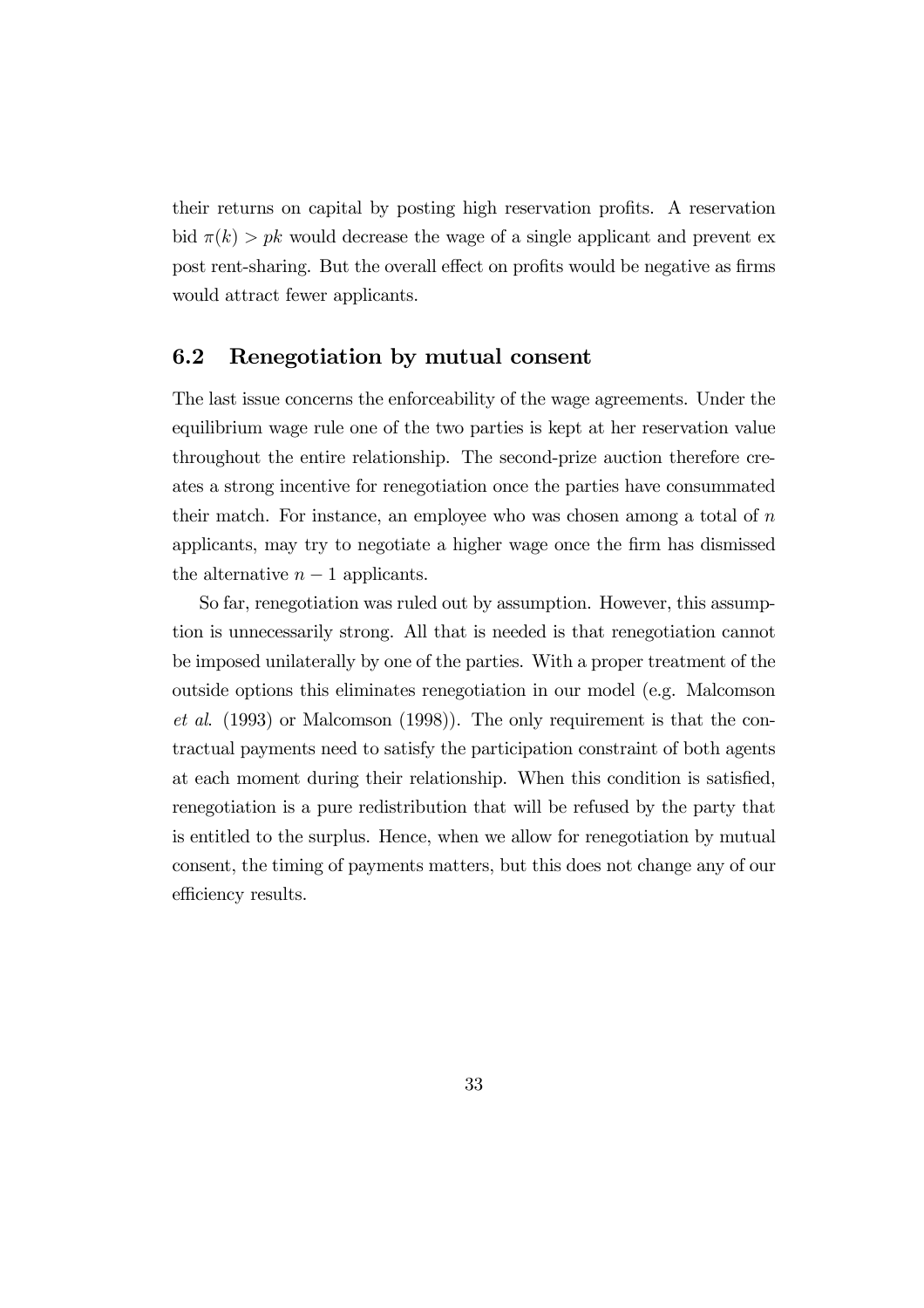their returns on capital by posting high reservation profits. A reservation bid $\pi(k) > pk$ would decrease the wage of a single applicant and prevent ex post rent-sharing. But the overall effect on profits would be negative as firms would attract fewer applicants.

### 6.2 Renegotiation by mutual consent

The last issue concerns the enforceability of the wage agreements. Under the equilibrium wage rule one of the two parties is kept at her reservation value throughout the entire relationship. The second-prize auction therefore creates a strong incentive for renegotiation once the parties have consummated their match. For instance, an employee who was chosen among a total of $n$ applicants, may try to negotiate a higher wage once the firm has dismissed the alternative $n - 1$ applicants.

So far, renegotiation was ruled out by assumption. However, this assumption is unnecessarily strong. All that is needed is that renegotiation cannot be imposed unilaterally by one of the parties. With a proper treatment of the outside options this eliminates renegotiation in our model (e.g. Malcomson *et al.* (1993) or Malcomson (1998)). The only requirement is that the contractual payments need to satisfy the participation constraint of both agents at each moment during their relationship. When this condition is satisfied, renegotiation is a pure redistribution that will be refused by the party that is entitled to the surplus. Hence, when we allow for renegotiation by mutual consent, the timing of payments matters, but this does not change any of our efficiency results.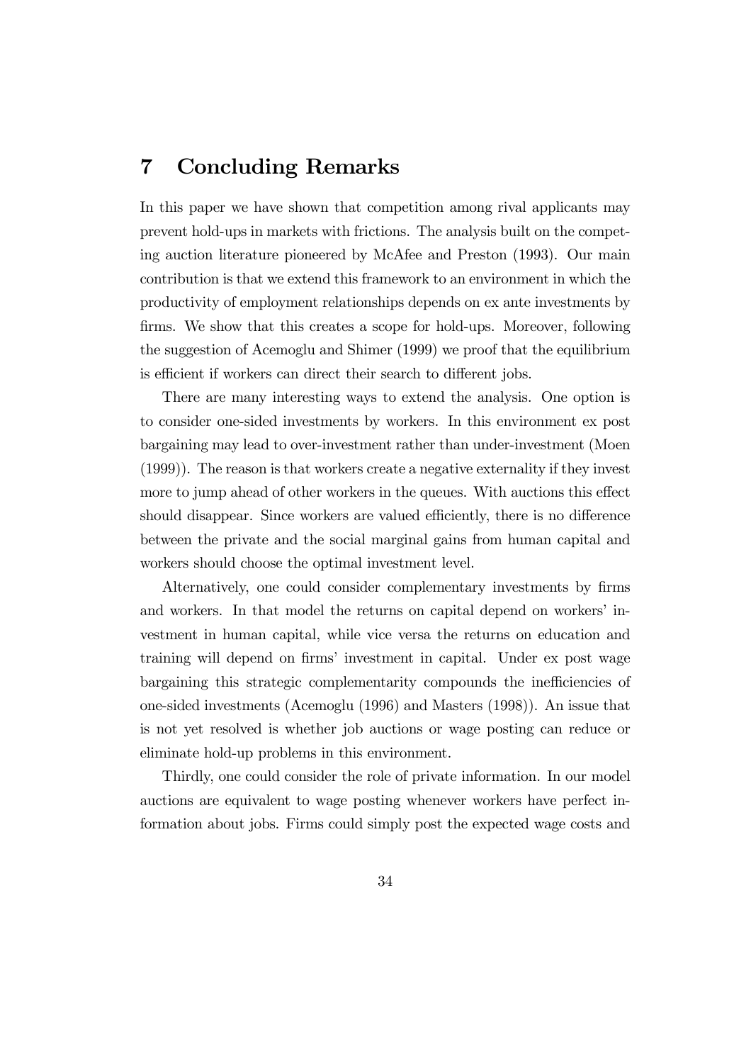# 7 Concluding Remarks

In this paper we have shown that competition among rival applicants may prevent hold-ups in markets with frictions. The analysis built on the competing auction literature pioneered by McAfee and Preston (1993). Our main contribution is that we extend this framework to an environment in which the productivity of employment relationships depends on ex ante investments by firms. We show that this creates a scope for hold-ups. Moreover, following the suggestion of Acemoglu and Shimer (1999) we proof that the equilibrium is efficient if workers can direct their search to different jobs.

There are many interesting ways to extend the analysis. One option is to consider one-sided investments by workers. In this environment ex post bargaining may lead to over-investment rather than under-investment (Moen (1999)). The reason is that workers create a negative externality if they invest more to jump ahead of other workers in the queues. With auctions this effect should disappear. Since workers are valued efficiently, there is no difference between the private and the social marginal gains from human capital and workers should choose the optimal investment level.

Alternatively, one could consider complementary investments by firms and workers. In that model the returns on capital depend on workers' investment in human capital, while vice versa the returns on education and training will depend on firms' investment in capital. Under ex post wage bargaining this strategic complementarity compounds the inefficiencies of one-sided investments (Acemoglu (1996) and Masters (1998)). An issue that is not yet resolved is whether job auctions or wage posting can reduce or eliminate hold-up problems in this environment.

Thirdly, one could consider the role of private information. In our model auctions are equivalent to wage posting whenever workers have perfect information about jobs. Firms could simply post the expected wage costs and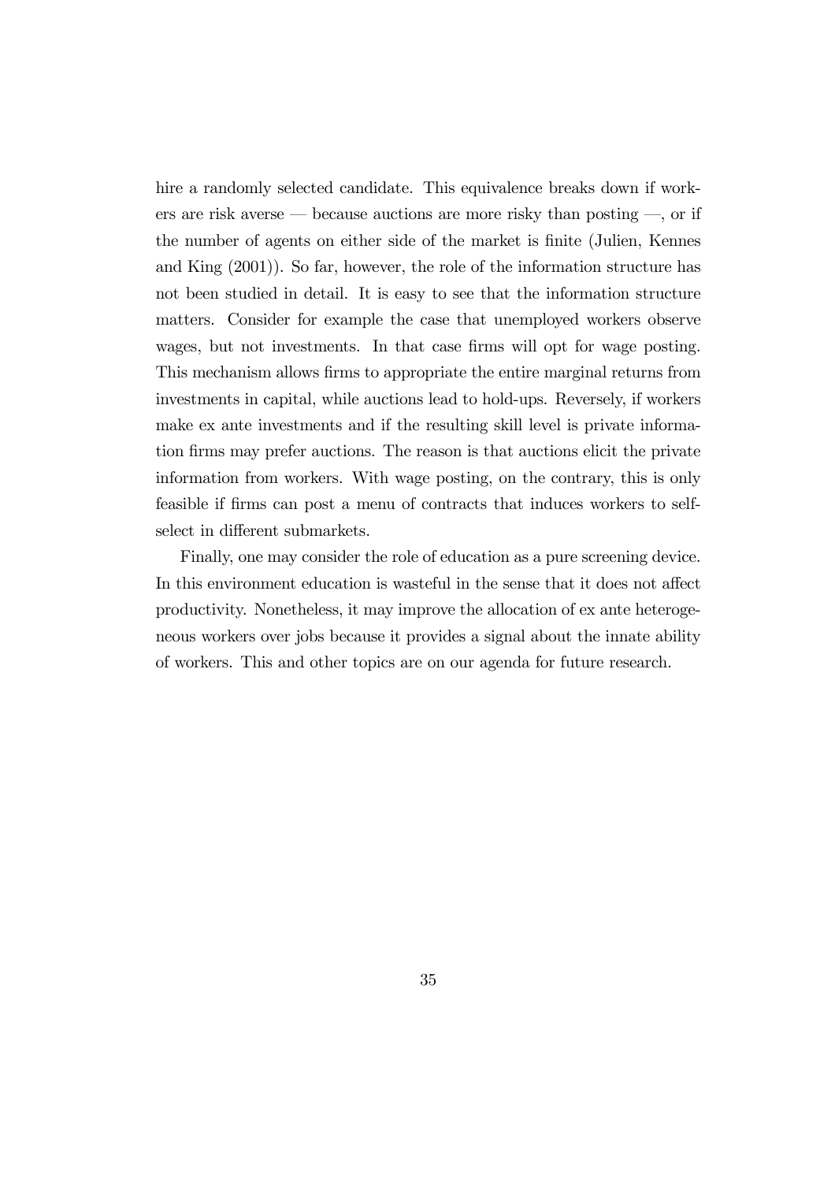hire a randomly selected candidate. This equivalence breaks down if workers are risk averse — because auctions are more risky than posting —, or if the number of agents on either side of the market is finite (Julien, Kennes and King (2001)). So far, however, the role of the information structure has not been studied in detail. It is easy to see that the information structure matters. Consider for example the case that unemployed workers observe wages, but not investments. In that case firms will opt for wage posting. This mechanism allows firms to appropriate the entire marginal returns from investments in capital, while auctions lead to hold-ups. Reversely, if workers make ex ante investments and if the resulting skill level is private information firms may prefer auctions. The reason is that auctions elicit the private information from workers. With wage posting, on the contrary, this is only feasible if firms can post a menu of contracts that induces workers to self-select in different submarkets.

Finally, one may consider the role of education as a pure screening device. In this environment education is wasteful in the sense that it does not affect productivity. Nonetheless, it may improve the allocation of ex ante heterogeneous workers over jobs because it provides a signal about the innate ability of workers. This and other topics are on our agenda for future research.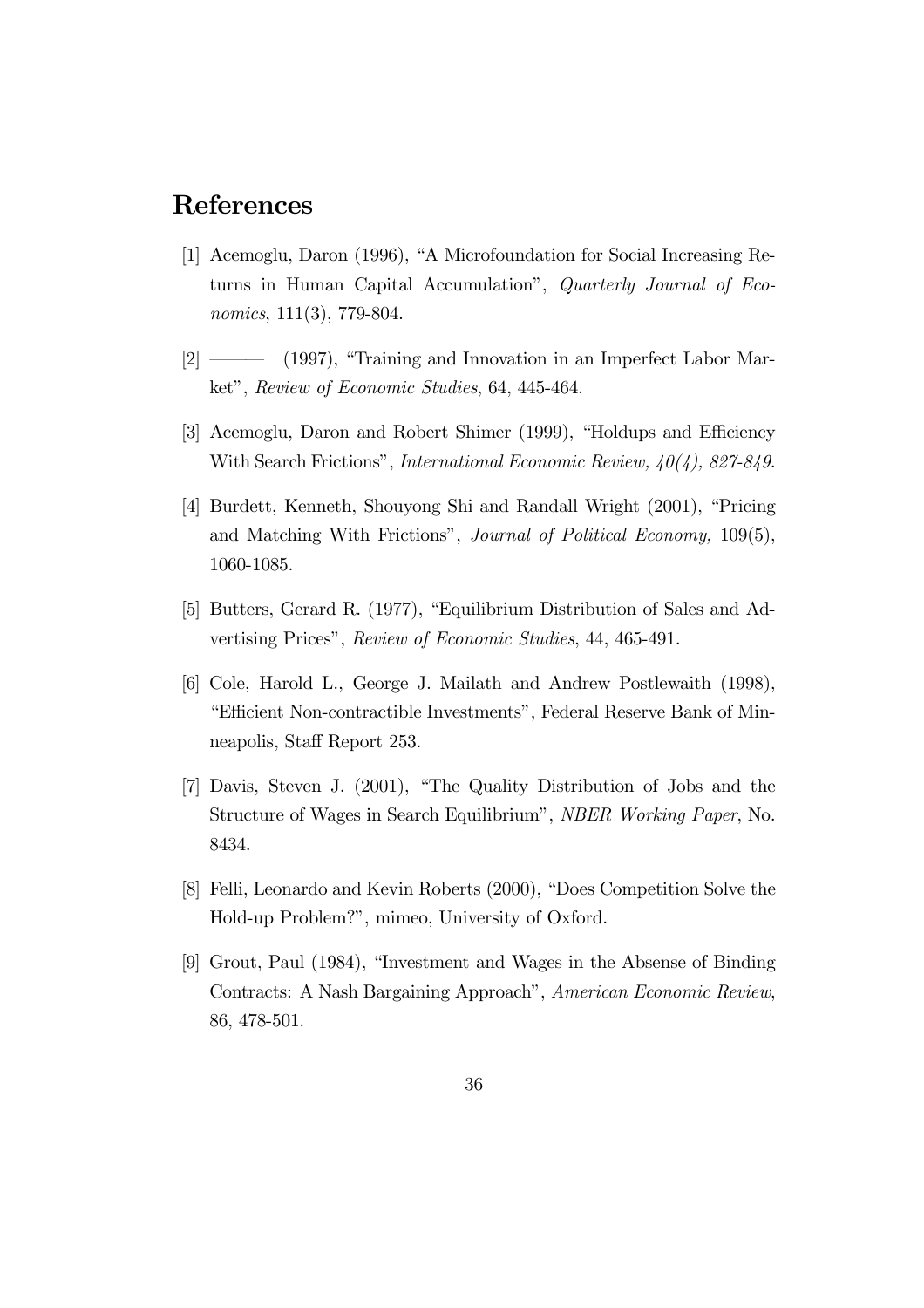# References

[1] Acemoglu, Daron (1996), "A Microfoundation for Social Increasing Returns in Human Capital Accumulation", *Quarterly Journal of Economics*, 111(3), 779-804.

[2] ——— (1997), "Training and Innovation in an Imperfect Labor Market", *Review of Economic Studies*, 64, 445-464.

[3] Acemoglu, Daron and Robert Shimer (1999), "Holdups and Efficiency With Search Frictions", *International Economic Review, 40(4), 827-849.*

[4] Burdett, Kenneth, Shouyong Shi and Randall Wright (2001), "Pricing and Matching With Frictions", *Journal of Political Economy,* 109(5), 1060-1085.

[5] Butters, Gerard R. (1977), "Equilibrium Distribution of Sales and Advertising Prices", *Review of Economic Studies*, 44, 465-491.

[6] Cole, Harold L., George J. Mailath and Andrew Postlewaith (1998), "Efficient Non-contractible Investments", Federal Reserve Bank of Minneapolis, Staff Report 253.

[7] Davis, Steven J. (2001), "The Quality Distribution of Jobs and the Structure of Wages in Search Equilibrium", *NBER Working Paper*, No. 8434.

[8] Felli, Leonardo and Kevin Roberts (2000), "Does Competition Solve the Hold-up Problem?", mimeo, University of Oxford.

[9] Grout, Paul (1984), "Investment and Wages in the Absense of Binding Contracts: A Nash Bargaining Approach", *American Economic Review*, 86, 478-501.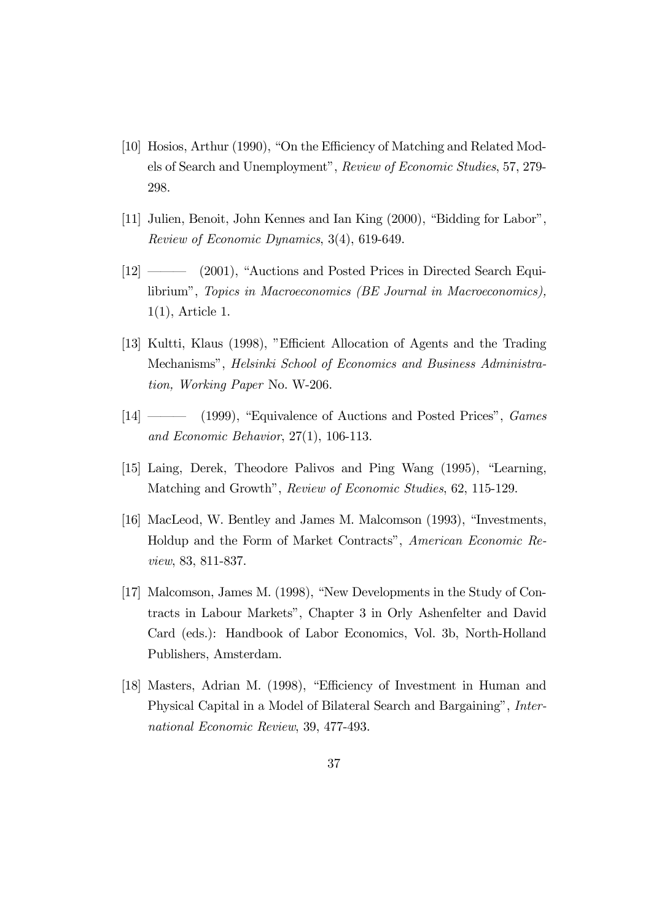[10] Hosios, Arthur (1990), "On the Efficiency of Matching and Related Models of Search and Unemployment", *Review of Economic Studies*, 57, 279-298.

[11] Julien, Benoit, John Kennes and Ian King (2000), "Bidding for Labor", *Review of Economic Dynamics*, 3(4), 619-649.

[12] ——— (2001), "Auctions and Posted Prices in Directed Search Equilibrium", *Topics in Macroeconomics (BE Journal in Macroeconomics)*, 1(1), Article 1.

[13] Kultti, Klaus (1998), "Efficient Allocation of Agents and the Trading Mechanisms", *Helsinki School of Economics and Business Administration, Working Paper* No. W-206.

[14] ——— (1999), "Equivalence of Auctions and Posted Prices", *Games and Economic Behavior*, 27(1), 106-113.

[15] Laing, Derek, Theodore Palivos and Ping Wang (1995), "Learning, Matching and Growth", *Review of Economic Studies*, 62, 115-129.

[16] MacLeod, W. Bentley and James M. Malcomson (1993), "Investments, Holdup and the Form of Market Contracts", *American Economic Review*, 83, 811-837.

[17] Malcomson, James M. (1998), "New Developments in the Study of Contracts in Labour Markets", Chapter 3 in Orly Ashenfelter and David Card (eds.): Handbook of Labor Economics, Vol. 3b, North-Holland Publishers, Amsterdam.

[18] Masters, Adrian M. (1998), "Efficiency of Investment in Human and Physical Capital in a Model of Bilateral Search and Bargaining", *International Economic Review*, 39, 477-493.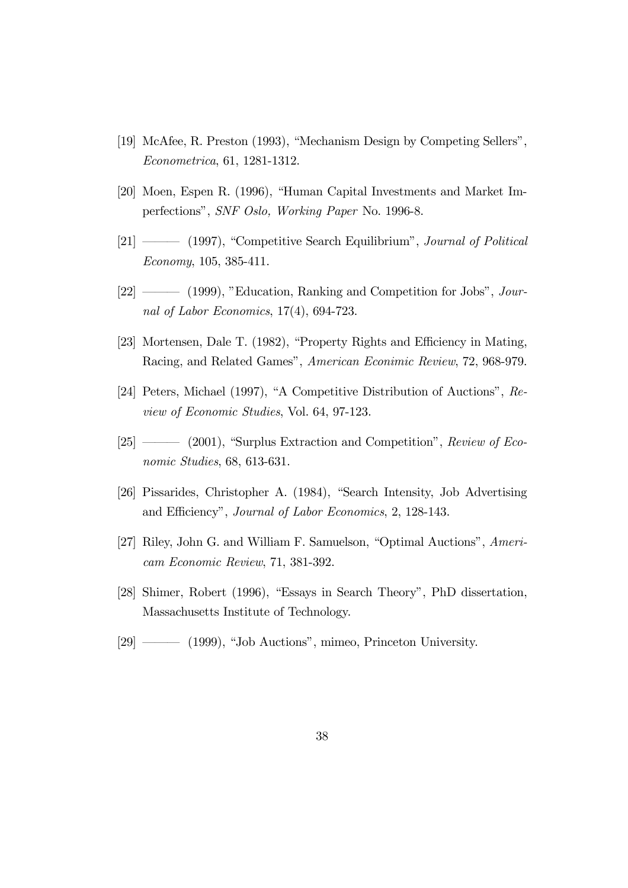[19] McAfee, R. Preston (1993), "Mechanism Design by Competing Sellers", *Econometrica*, 61, 1281-1312.

[20] Moen, Espen R. (1996), "Human Capital Investments and Market Imperfections", *SNF Oslo, Working Paper* No. 1996-8.

[21] ——— (1997), "Competitive Search Equilibrium", *Journal of Political Economy*, 105, 385-411.

[22] ——— (1999), "Education, Ranking and Competition for Jobs", *Journal of Labor Economics*, 17(4), 694-723.

[23] Mortensen, Dale T. (1982), "Property Rights and Efficiency in Mating, Racing, and Related Games", *American Econimic Review*, 72, 968-979.

[24] Peters, Michael (1997), "A Competitive Distribution of Auctions", *Review of Economic Studies*, Vol. 64, 97-123.

[25] ——— (2001), "Surplus Extraction and Competition", *Review of Economic Studies*, 68, 613-631.

[26] Pissarides, Christopher A. (1984), "Search Intensity, Job Advertising and Efficiency", *Journal of Labor Economics*, 2, 128-143.

[27] Riley, John G. and William F. Samuelson, "Optimal Auctions", *Americam Economic Review*, 71, 381-392.

[28] Shimer, Robert (1996), "Essays in Search Theory", PhD dissertation, Massachusetts Institute of Technology.

[29] ——— (1999), "Job Auctions", mimeo, Princeton University.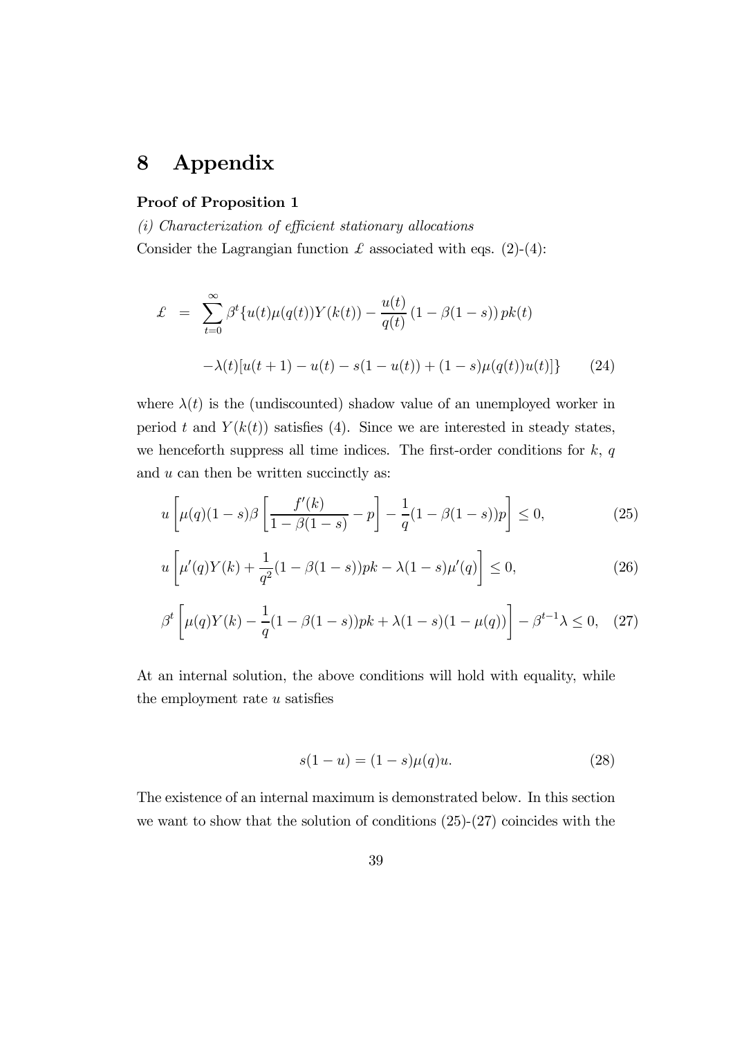# 8 Appendix

**Proof of Proposition 1**

*(i) Characterization of efficient stationary allocations*

Consider the Lagrangian function $\pounds$ associated with eqs. (2)-(4):

$$
\begin{aligned}
\pounds &= \sum_{t=0}^{\infty} \beta^t \{ u(t)\mu(q(t))Y(k(t)) - \frac{u(t)}{q(t)} \left(1-\beta(1-s)\right) pk(t) \\
&\quad -\lambda(t)[u(t+1) - u(t) - s(1-u(t)) + (1-s)\mu(q(t))u(t)] \} \qquad (24)
\end{aligned}
$$

where $\lambda(t)$ is the (undiscounted) shadow value of an unemployed worker in period $t$ and $Y(k(t))$ satisfies (4). Since we are interested in steady states, we henceforth suppress all time indices. The first-order conditions for $k$, $q$ and $u$ can then be written succinctly as:

$$
u\left[\mu(q)(1-s)\beta\left[\frac{f'(k)}{1-\beta(1-s)} - p\right] - \frac{1}{q}(1-\beta(1-s))p\right] \leq 0, \qquad (25)
$$

$$
u\left[\mu'(q)Y(k) + \frac{1}{q^2}(1-\beta(1-s))pk - \lambda(1-s)\mu'(q)\right] \leq 0, \qquad (26)
$$

$$
\beta^t\left[\mu(q)Y(k) - \frac{1}{q}(1-\beta(1-s))pk + \lambda(1-s)(1-\mu(q))\right] - \beta^{t-1}\lambda \leq 0, \quad (27)
$$

At an internal solution, the above conditions will hold with equality, while the employment rate $u$ satisfies

$$
s(1-u) = (1-s)\mu(q)u. \qquad (28)
$$

The existence of an internal maximum is demonstrated below. In this section we want to show that the solution of conditions (25)-(27) coincides with the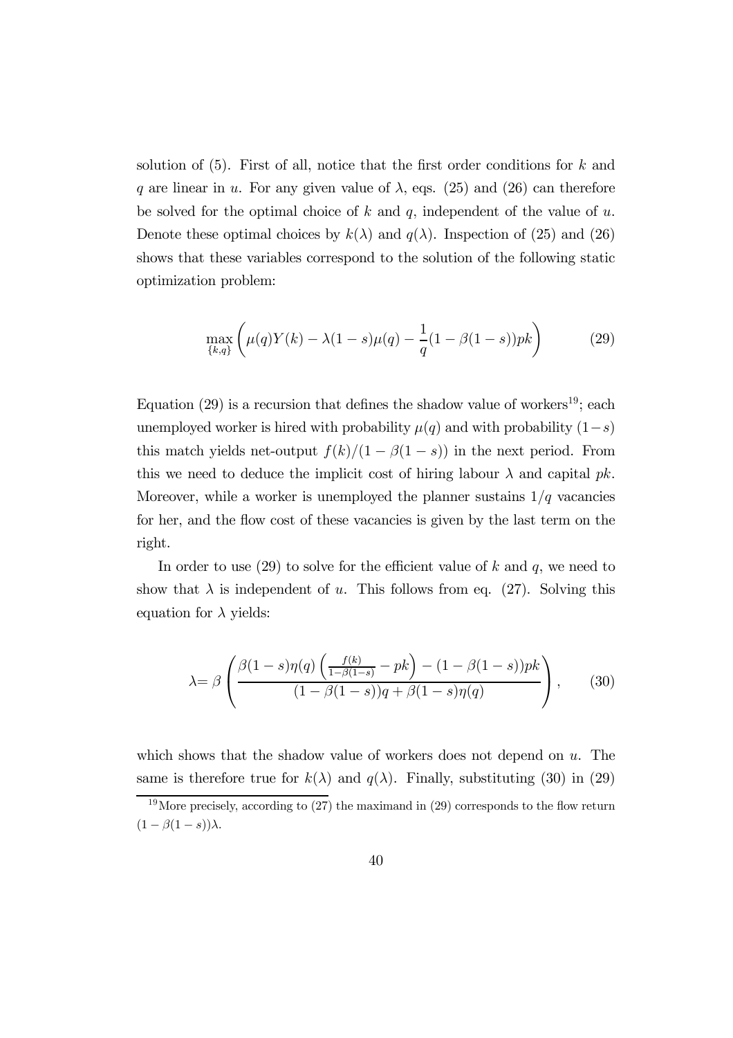solution of (5). First of all, notice that the first order conditions for $k$ and $q$ are linear in $u$. For any given value of $\lambda$, eqs. (25) and (26) can therefore be solved for the optimal choice of $k$ and $q$, independent of the value of $u$. Denote these optimal choices by $k(\lambda)$ and $q(\lambda)$. Inspection of (25) and (26) shows that these variables correspond to the solution of the following static optimization problem:

$$\max_{\{k,q\}} \left( \mu(q)Y(k) - \lambda(1-s)\mu(q) - \frac{1}{q}(1-\beta(1-s))pk \right) \tag{29}$$

Equation (29) is a recursion that defines the shadow value of workers[19]; each unemployed worker is hired with probability $\mu(q)$ and with probability $(1-s)$ this match yields net-output $f(k)/(1-\beta(1-s))$ in the next period. From this we need to deduce the implicit cost of hiring labour $\lambda$ and capital $pk$. Moreover, while a worker is unemployed the planner sustains $1/q$ vacancies for her, and the flow cost of these vacancies is given by the last term on the right.

In order to use (29) to solve for the efficient value of $k$ and $q$, we need to show that $\lambda$ is independent of $u$. This follows from eq. (27). Solving this equation for $\lambda$ yields:

$$\lambda = \beta \left( \frac{\beta(1-s)\eta(q)\left(\frac{f(k)}{1-\beta(1-s)} - pk\right) - (1-\beta(1-s))pk}{(1-\beta(1-s))q + \beta(1-s)\eta(q)} \right), \tag{30}$$

which shows that the shadow value of workers does not depend on $u$. The same is therefore true for $k(\lambda)$ and $q(\lambda)$. Finally, substituting (30) in (29)

[19] More precisely, according to (27) the maximand in (29) corresponds to the flow return $(1-\beta(1-s))\lambda$.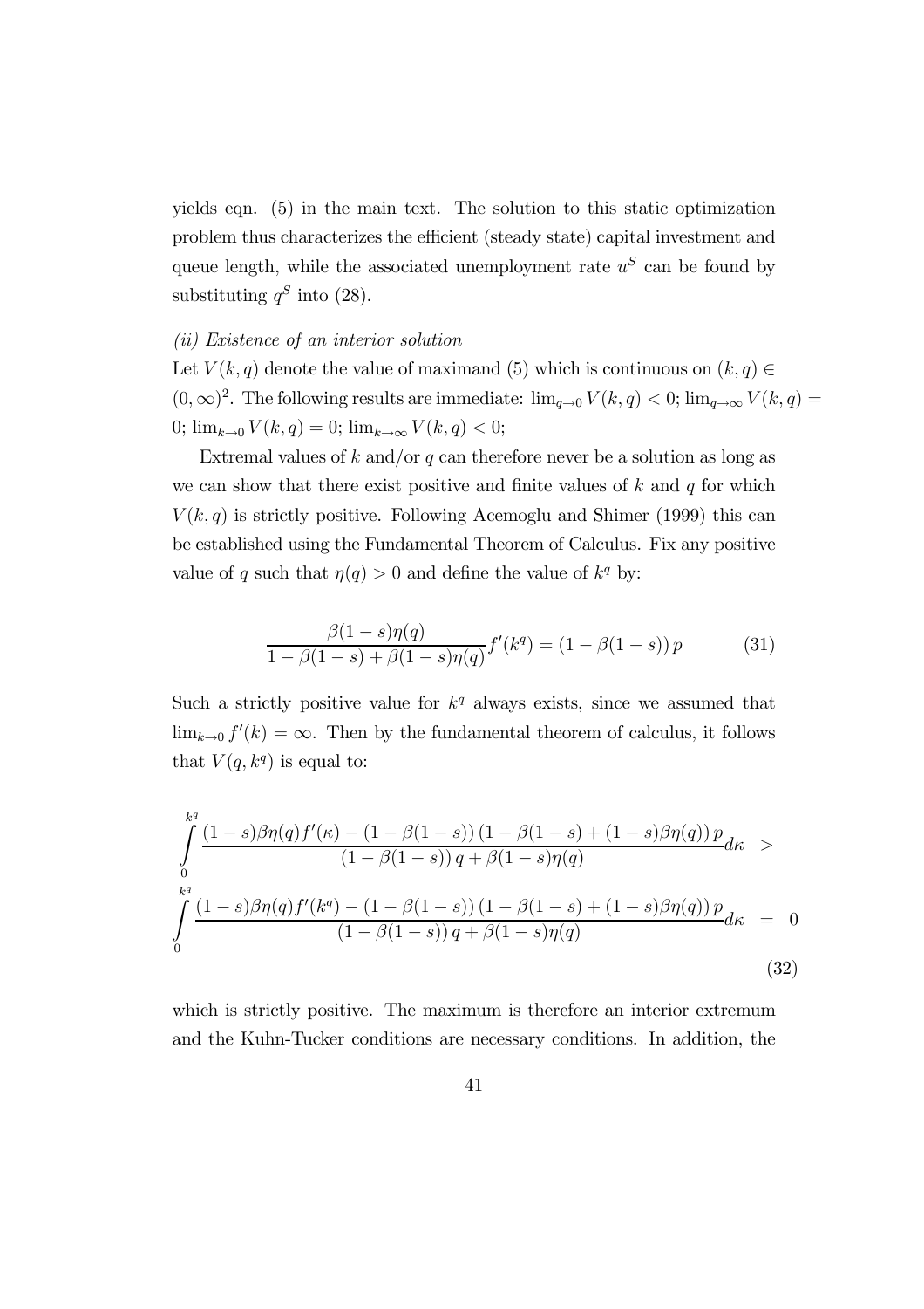yields eqn. (5) in the main text. The solution to this static optimization problem thus characterizes the efficient (steady state) capital investment and queue length, while the associated unemployment rate $u^S$ can be found by substituting $q^S$ into (28).

*(ii) Existence of an interior solution*

Let $V(k,q)$ denote the value of maximand (5) which is continuous on $(k,q) \in (0,\infty)^2$. The following results are immediate: $\lim_{q\to 0} V(k,q) < 0$; $\lim_{q\to\infty} V(k,q) = 0$; $\lim_{k\to 0} V(k,q) = 0$; $\lim_{k\to\infty} V(k,q) < 0$;

Extremal values of $k$ and/or $q$ can therefore never be a solution as long as we can show that there exist positive and finite values of $k$ and $q$ for which $V(k,q)$ is strictly positive. Following Acemoglu and Shimer (1999) this can be established using the Fundamental Theorem of Calculus. Fix any positive value of $q$ such that $\eta(q) > 0$ and define the value of $k^q$ by:

$$\frac{\beta(1-s)\eta(q)}{1-\beta(1-s)+\beta(1-s)\eta(q)} f'(k^q) = (1-\beta(1-s))\, p \tag{31}$$

Such a strictly positive value for $k^q$ always exists, since we assumed that $\lim_{k\to 0} f'(k) = \infty$. Then by the fundamental theorem of calculus, it follows that $V(q,k^q)$ is equal to:

$$\begin{aligned}
&\int_0^{k^q} \frac{(1-s)\beta\eta(q)f'(\kappa) - (1-\beta(1-s))\,(1-\beta(1-s)+(1-s)\beta\eta(q))\,p}{(1-\beta(1-s))\,q + \beta(1-s)\eta(q)} d\kappa \quad > \\
&\int_0^{k^q} \frac{(1-s)\beta\eta(q)f'(k^q) - (1-\beta(1-s))\,(1-\beta(1-s)+(1-s)\beta\eta(q))\,p}{(1-\beta(1-s))\,q + \beta(1-s)\eta(q)} d\kappa \quad = \quad 0
\end{aligned} \tag{32}$$

which is strictly positive. The maximum is therefore an interior extremum and the Kuhn-Tucker conditions are necessary conditions. In addition, the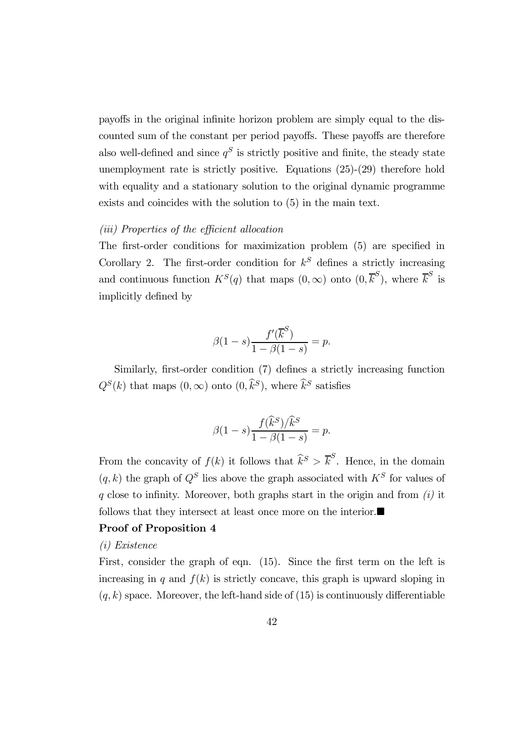payoffs in the original infinite horizon problem are simply equal to the discounted sum of the constant per period payoffs. These payoffs are therefore also well-defined and since $q^S$ is strictly positive and finite, the steady state unemployment rate is strictly positive. Equations (25)-(29) therefore hold with equality and a stationary solution to the original dynamic programme exists and coincides with the solution to (5) in the main text.

*(iii) Properties of the efficient allocation*

The first-order conditions for maximization problem (5) are specified in Corollary 2. The first-order condition for $k^S$ defines a strictly increasing and continuous function $K^S(q)$ that maps $(0, \infty)$ onto $(0, \overline{k}^S)$, where $\overline{k}^S$ is implicitly defined by

$$\beta(1-s)\frac{f'(\overline{k}^S)}{1-\beta(1-s)} = p.$$

Similarly, first-order condition (7) defines a strictly increasing function $Q^S(k)$ that maps $(0, \infty)$ onto $(0, \widehat{k}^S)$, where $\widehat{k}^S$ satisfies

$$\beta(1-s)\frac{f(\widehat{k}^S)/\widehat{k}^S}{1-\beta(1-s)} = p.$$

From the concavity of $f(k)$ it follows that $\widehat{k}^S > \overline{k}^S$. Hence, in the domain $(q, k)$ the graph of $Q^S$ lies above the graph associated with $K^S$ for values of $q$ close to infinity. Moreover, both graphs start in the origin and from *(i)* it follows that they intersect at least once more on the interior.■

**Proof of Proposition 4**

*(i) Existence*

First, consider the graph of eqn. (15). Since the first term on the left is increasing in $q$ and $f(k)$ is strictly concave, this graph is upward sloping in $(q, k)$ space. Moreover, the left-hand side of (15) is continuously differentiable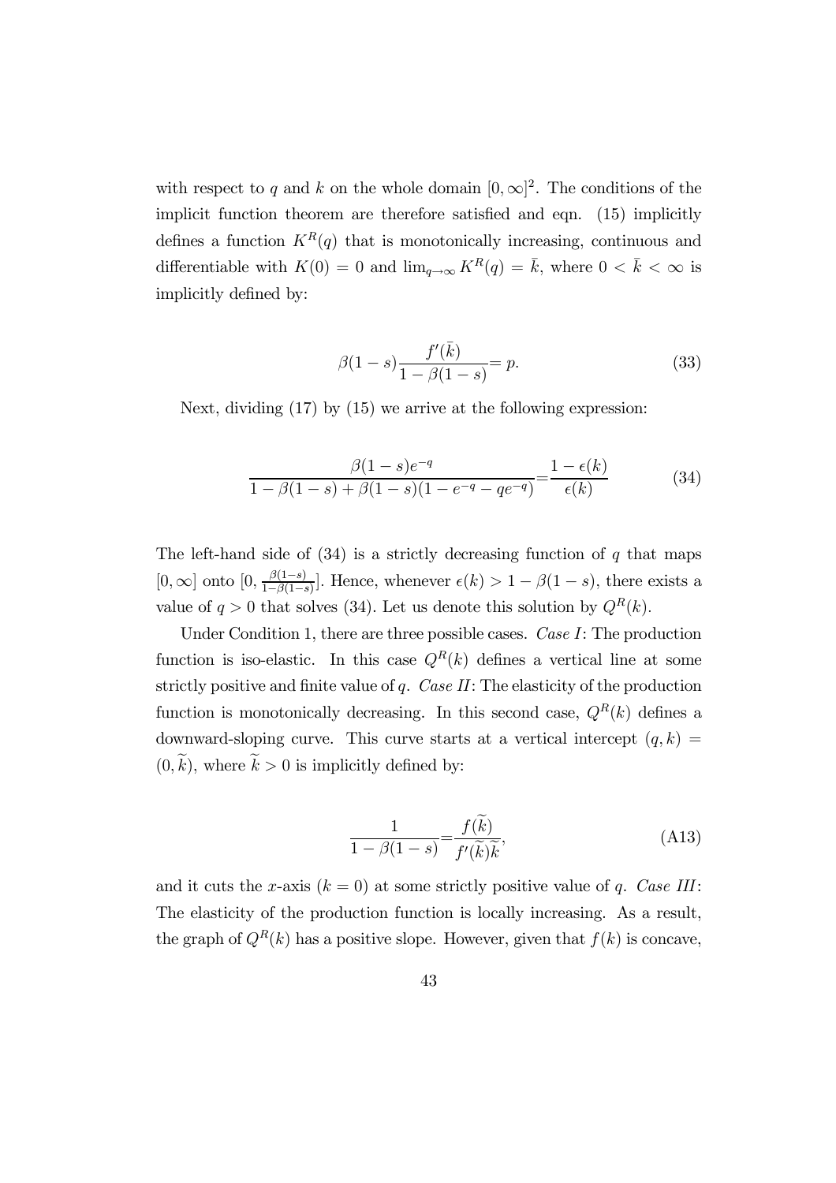with respect to $q$ and $k$ on the whole domain $[0,\infty]^2$. The conditions of the implicit function theorem are therefore satisfied and eqn. (15) implicitly defines a function $K^R(q)$ that is monotonically increasing, continuous and differentiable with $K(0) = 0$ and $\lim_{q\to\infty} K^R(q) = \bar{k}$, where $0 < \bar{k} < \infty$ is implicitly defined by:

$$\beta(1-s)\frac{f'(\bar{k})}{1-\beta(1-s)} = p. \tag{33}$$

Next, dividing (17) by (15) we arrive at the following expression:

$$\frac{\beta(1-s)e^{-q}}{1-\beta(1-s)+\beta(1-s)(1-e^{-q}-qe^{-q})} = \frac{1-\epsilon(k)}{\epsilon(k)} \tag{34}$$

The left-hand side of (34) is a strictly decreasing function of $q$ that maps $[0,\infty]$ onto $[0, \frac{\beta(1-s)}{1-\beta(1-s)}]$. Hence, whenever $\epsilon(k) > 1-\beta(1-s)$, there exists a value of $q > 0$ that solves (34). Let us denote this solution by $Q^R(k)$.

Under Condition 1, there are three possible cases. *Case I*: The production function is iso-elastic. In this case $Q^R(k)$ defines a vertical line at some strictly positive and finite value of $q$. *Case II*: The elasticity of the production function is monotonically decreasing. In this second case, $Q^R(k)$ defines a downward-sloping curve. This curve starts at a vertical intercept $(q,k) = (0,\widetilde{k})$, where $\widetilde{k} > 0$ is implicitly defined by:

$$\frac{1}{1-\beta(1-s)} = \frac{f(\widetilde{k})}{f'(\widetilde{k})\widetilde{k}}, \tag{A13}$$

and it cuts the $x$-axis ($k = 0$) at some strictly positive value of $q$. *Case III*: The elasticity of the production function is locally increasing. As a result, the graph of $Q^R(k)$ has a positive slope. However, given that $f(k)$ is concave,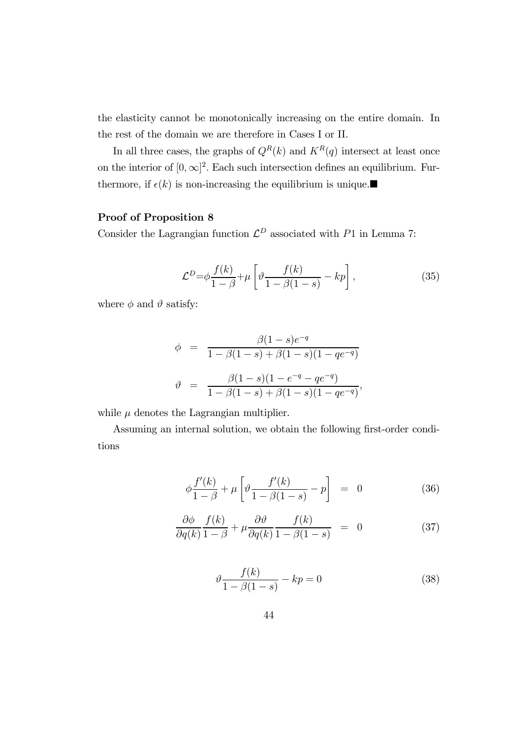the elasticity cannot be monotonically increasing on the entire domain. In the rest of the domain we are therefore in Cases I or II.

In all three cases, the graphs of $Q^R(k)$ and $K^R(q)$ intersect at least once on the interior of $[0, \infty]^2$. Each such intersection defines an equilibrium. Furthermore, if $\epsilon(k)$ is non-increasing the equilibrium is unique.■

**Proof of Proposition 8**

Consider the Lagrangian function $\mathcal{L}^D$ associated with $P1$ in Lemma 7:

$$\mathcal{L}^D = \phi \frac{f(k)}{1-\beta} + \mu \left[ \vartheta \frac{f(k)}{1-\beta(1-s)} - kp \right], \tag{35}$$

where $\phi$ and $\vartheta$ satisfy:

$$\begin{aligned} \phi &= \frac{\beta(1-s)e^{-q}}{1-\beta(1-s)+\beta(1-s)(1-qe^{-q})} \\ \vartheta &= \frac{\beta(1-s)(1-e^{-q}-qe^{-q})}{1-\beta(1-s)+\beta(1-s)(1-qe^{-q})}, \end{aligned}$$

while $\mu$ denotes the Lagrangian multiplier.

Assuming an internal solution, we obtain the following first-order conditions

$$\phi \frac{f'(k)}{1-\beta} + \mu \left[ \vartheta \frac{f'(k)}{1-\beta(1-s)} - p \right] = 0 \tag{36}$$

$$\frac{\partial \phi}{\partial q(k)} \frac{f(k)}{1-\beta} + \mu \frac{\partial \vartheta}{\partial q(k)} \frac{f(k)}{1-\beta(1-s)} = 0 \tag{37}$$

$$\vartheta \frac{f(k)}{1-\beta(1-s)} - kp = 0 \tag{38}$$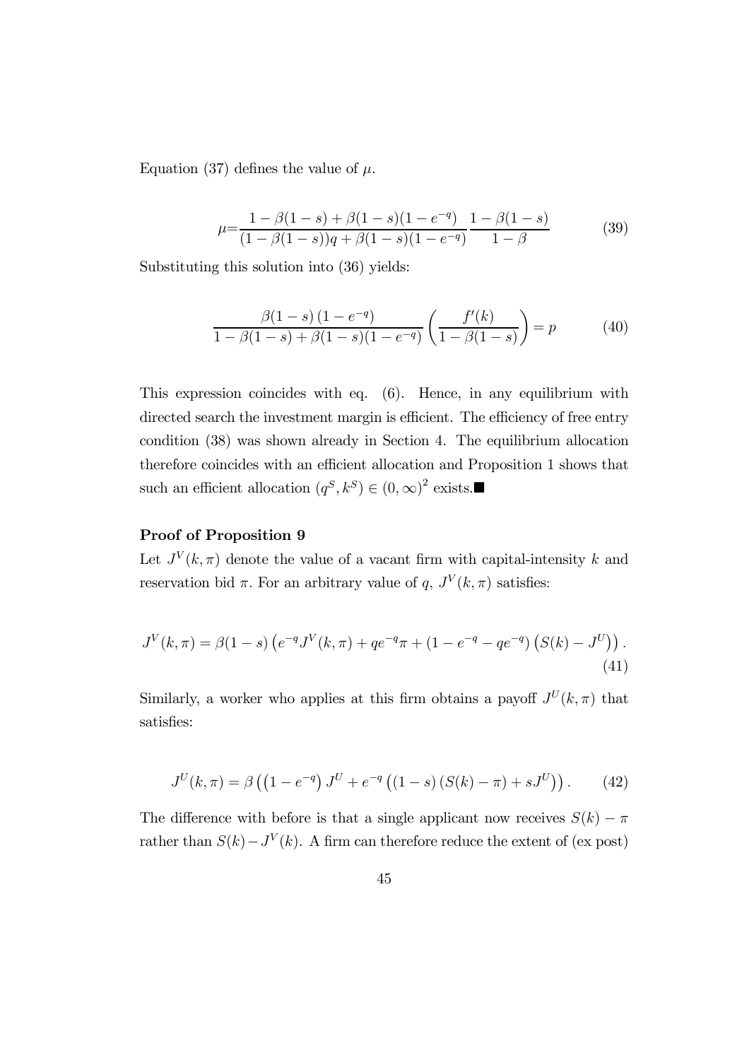Equation (37) defines the value of $\mu$.

$$\mu = \frac{1-\beta(1-s)+\beta(1-s)(1-e^{-q})}{(1-\beta(1-s))q+\beta(1-s)(1-e^{-q})} \frac{1-\beta(1-s)}{1-\beta} \tag{39}$$

Substituting this solution into (36) yields:

$$\frac{\beta(1-s)\left(1-e^{-q}\right)}{1-\beta(1-s)+\beta(1-s)(1-e^{-q})} \left(\frac{f'(k)}{1-\beta(1-s)}\right) = p \tag{40}$$

This expression coincides with eq. (6). Hence, in any equilibrium with directed search the investment margin is efficient. The efficiency of free entry condition (38) was shown already in Section 4. The equilibrium allocation therefore coincides with an efficient allocation and Proposition 1 shows that such an efficient allocation $(q^S, k^S) \in (0, \infty)^2$ exists.■

**Proof of Proposition 9**

Let $J^V(k, \pi)$ denote the value of a vacant firm with capital-intensity $k$ and reservation bid $\pi$. For an arbitrary value of $q$, $J^V(k, \pi)$ satisfies:

$$J^V(k,\pi) = \beta(1-s)\left(e^{-q}J^V(k,\pi) + qe^{-q}\pi + \left(1-e^{-q}-qe^{-q}\right)\left(S(k)-J^U\right)\right). \tag{41}$$

Similarly, a worker who applies at this firm obtains a payoff $J^U(k, \pi)$ that satisfies:

$$J^U(k,\pi) = \beta\left(\left(1-e^{-q}\right)J^U + e^{-q}\left((1-s)\left(S(k)-\pi\right)+sJ^U\right)\right). \tag{42}$$

The difference with before is that a single applicant now receives $S(k) - \pi$ rather than $S(k) - J^V(k)$. A firm can therefore reduce the extent of (ex post)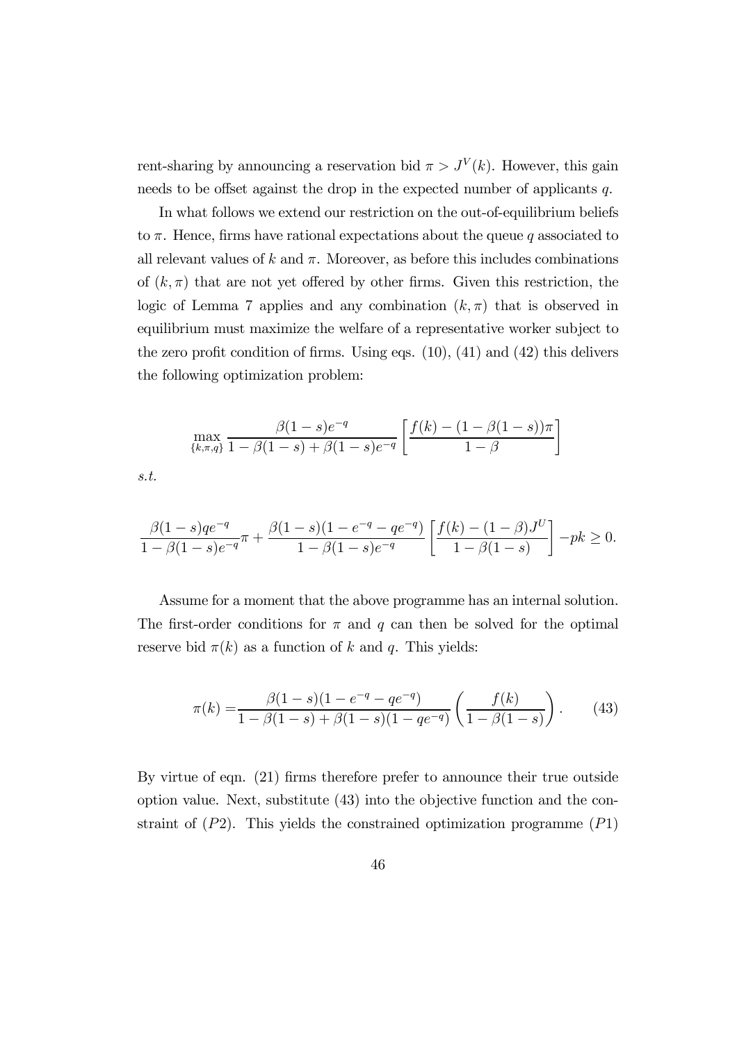rent-sharing by announcing a reservation bid $\pi > J^V(k)$. However, this gain needs to be offset against the drop in the expected number of applicants $q$.

In what follows we extend our restriction on the out-of-equilibrium beliefs to $\pi$. Hence, firms have rational expectations about the queue $q$ associated to all relevant values of $k$ and $\pi$. Moreover, as before this includes combinations of $(k, \pi)$ that are not yet offered by other firms. Given this restriction, the logic of Lemma 7 applies and any combination $(k, \pi)$ that is observed in equilibrium must maximize the welfare of a representative worker subject to the zero profit condition of firms. Using eqs. (10), (41) and (42) this delivers the following optimization problem:

$$\max_{\{k,\pi,q\}} \frac{\beta(1-s)e^{-q}}{1-\beta(1-s)+\beta(1-s)e^{-q}} \left[ \frac{f(k)-(1-\beta(1-s))\pi}{1-\beta} \right]$$

*s.t.*

$$\frac{\beta(1-s)qe^{-q}}{1-\beta(1-s)e^{-q}}\pi + \frac{\beta(1-s)(1-e^{-q}-qe^{-q})}{1-\beta(1-s)e^{-q}} \left[ \frac{f(k)-(1-\beta)J^U}{1-\beta(1-s)} \right] - pk \geq 0.$$

Assume for a moment that the above programme has an internal solution. The first-order conditions for $\pi$ and $q$ can then be solved for the optimal reserve bid $\pi(k)$ as a function of $k$ and $q$. This yields:

$$\pi(k) = \frac{\beta(1-s)(1-e^{-q}-qe^{-q})}{1-\beta(1-s)+\beta(1-s)(1-qe^{-q})} \left( \frac{f(k)}{1-\beta(1-s)} \right). \tag{43}$$

By virtue of eqn. (21) firms therefore prefer to announce their true outside option value. Next, substitute (43) into the objective function and the constraint of $(P2)$. This yields the constrained optimization programme $(P1)$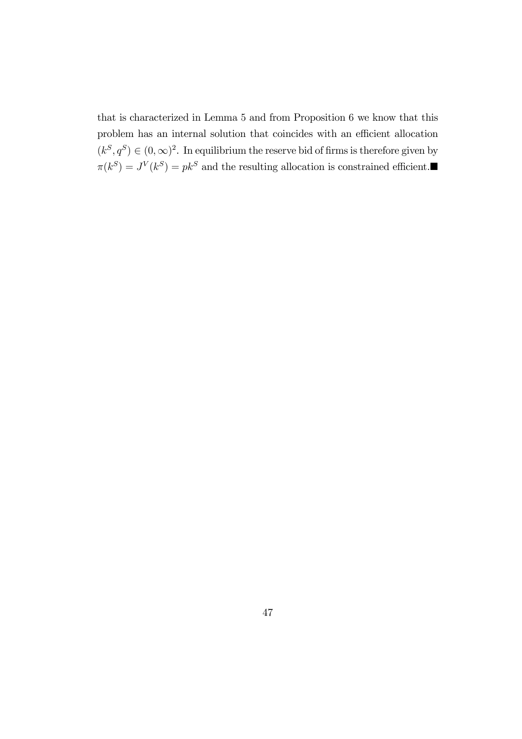that is characterized in Lemma 5 and from Proposition 6 we know that this problem has an internal solution that coincides with an efficient allocation $(k^S, q^S) \in (0, \infty)^2$. In equilibrium the reserve bid of firms is therefore given by $\pi(k^S) = J^V(k^S) = pk^S$ and the resulting allocation is constrained efficient.■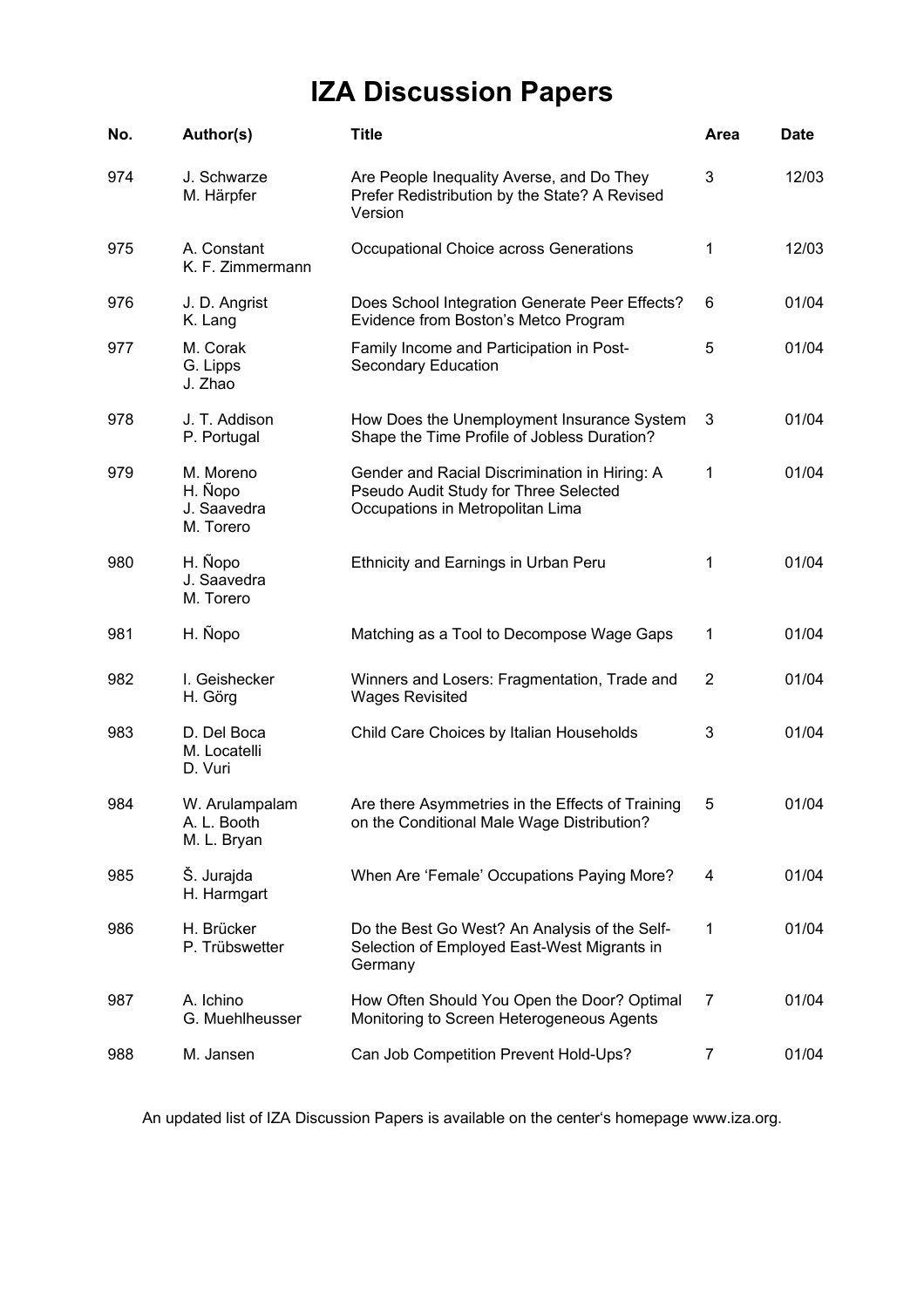# IZA Discussion Papers

| No. | Author(s) | Title | Area | Date |
|---|---|---|---|---|
| 974 | J. Schwarze<br>M. Härpfer | Are People Inequality Averse, and Do They Prefer Redistribution by the State? A Revised Version | 3 | 12/03 |
| 975 | A. Constant<br>K. F. Zimmermann | Occupational Choice across Generations | 1 | 12/03 |
| 976 | J. D. Angrist<br>K. Lang | Does School Integration Generate Peer Effects? Evidence from Boston's Metco Program | 6 | 01/04 |
| 977 | M. Corak<br>G. Lipps<br>J. Zhao | Family Income and Participation in Post-Secondary Education | 5 | 01/04 |
| 978 | J. T. Addison<br>P. Portugal | How Does the Unemployment Insurance System Shape the Time Profile of Jobless Duration? | 3 | 01/04 |
| 979 | M. Moreno<br>H. Ñopo<br>J. Saavedra<br>M. Torero | Gender and Racial Discrimination in Hiring: A Pseudo Audit Study for Three Selected Occupations in Metropolitan Lima | 1 | 01/04 |
| 980 | H. Ñopo<br>J. Saavedra<br>M. Torero | Ethnicity and Earnings in Urban Peru | 1 | 01/04 |
| 981 | H. Ñopo | Matching as a Tool to Decompose Wage Gaps | 1 | 01/04 |
| 982 | I. Geishecker<br>H. Görg | Winners and Losers: Fragmentation, Trade and Wages Revisited | 2 | 01/04 |
| 983 | D. Del Boca<br>M. Locatelli<br>D. Vuri | Child Care Choices by Italian Households | 3 | 01/04 |
| 984 | W. Arulampalam<br>A. L. Booth<br>M. L. Bryan | Are there Asymmetries in the Effects of Training on the Conditional Male Wage Distribution? | 5 | 01/04 |
| 985 | Š. Jurajda<br>H. Harmgart | When Are 'Female' Occupations Paying More? | 4 | 01/04 |
| 986 | H. Brücker<br>P. Trübswetter | Do the Best Go West? An Analysis of the Self-Selection of Employed East-West Migrants in Germany | 1 | 01/04 |
| 987 | A. Ichino<br>G. Muehlheusser | How Often Should You Open the Door? Optimal Monitoring to Screen Heterogeneous Agents | 7 | 01/04 |
| 988 | M. Jansen | Can Job Competition Prevent Hold-Ups? | 7 | 01/04 |

An updated list of IZA Discussion Papers is available on the center's homepage www.iza.org.